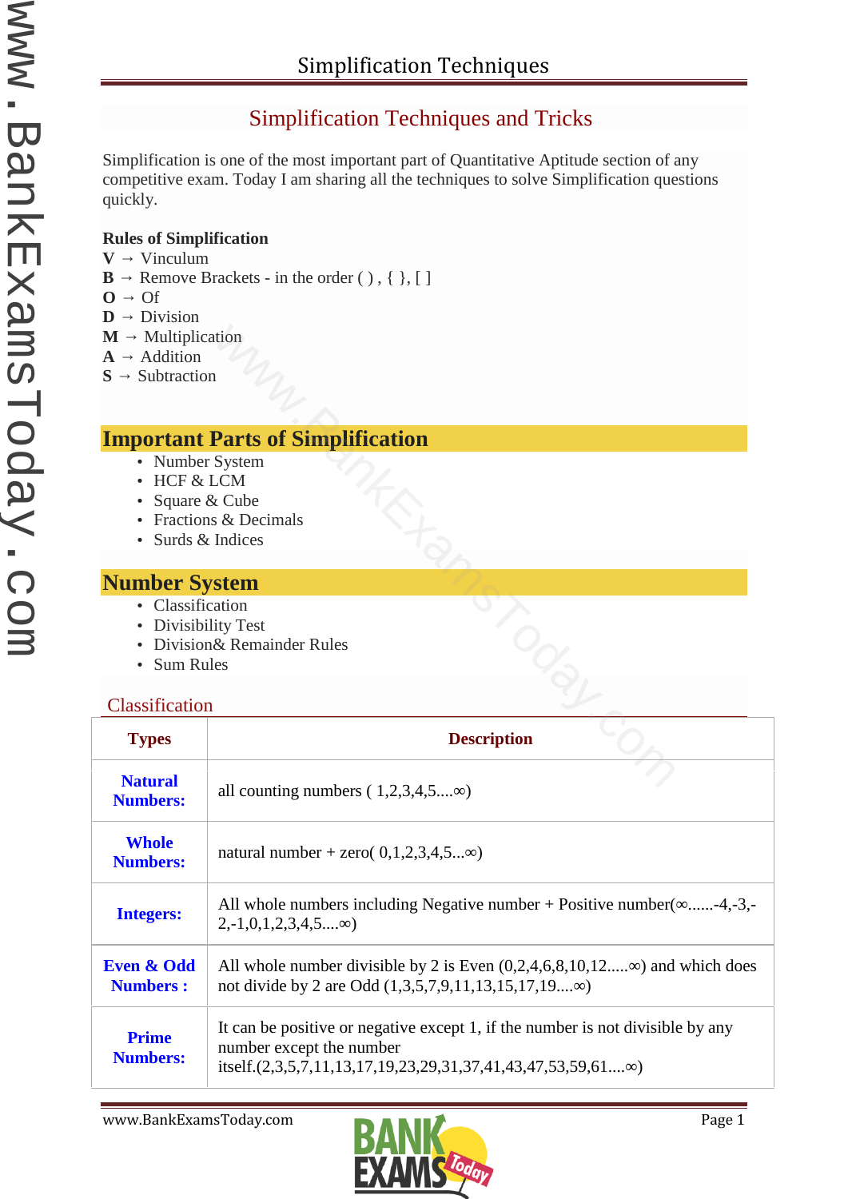## Simplification Techniques and Tricks

Simplification is one of the most important part of Quantitative Aptitude section of any competitive exam. Today I am sharing all the techniques to solve Simplification questions quickly.

**Rules of Simplification**

**V** → Vinculum
**B** → Remove Brackets - in the order ( ) , { }, [ ]
**O** → Of
**D** → Division
**M** → Multiplication
**A** → Addition
**S** → Subtraction

# Important Parts of Simplification

- Number System
- HCF & LCM
- Square & Cube
- Fractions & Decimals
- Surds & Indices

# Number System

- Classification
- Divisibility Test
- Division& Remainder Rules
- Sum Rules

### Classification

| Types | Description |
|---|---|
| **Natural Numbers:** | all counting numbers ( 1,2,3,4,5....∞) |
| **Whole Numbers:** | natural number + zero( 0,1,2,3,4,5...∞) |
| **Integers:** | All whole numbers including Negative number + Positive number(∞......-4,-3,-2,-1,0,1,2,3,4,5....∞) |
| **Even & Odd Numbers :** | All whole number divisible by 2 is Even (0,2,4,6,8,10,12.....∞) and which does not divide by 2 are Odd (1,3,5,7,9,11,13,15,17,19....∞) |
| **Prime Numbers:** | It can be positive or negative except 1, if the number is not divisible by any number except the number itself.(2,3,5,7,11,13,17,19,23,29,31,37,41,43,47,53,59,61....∞) |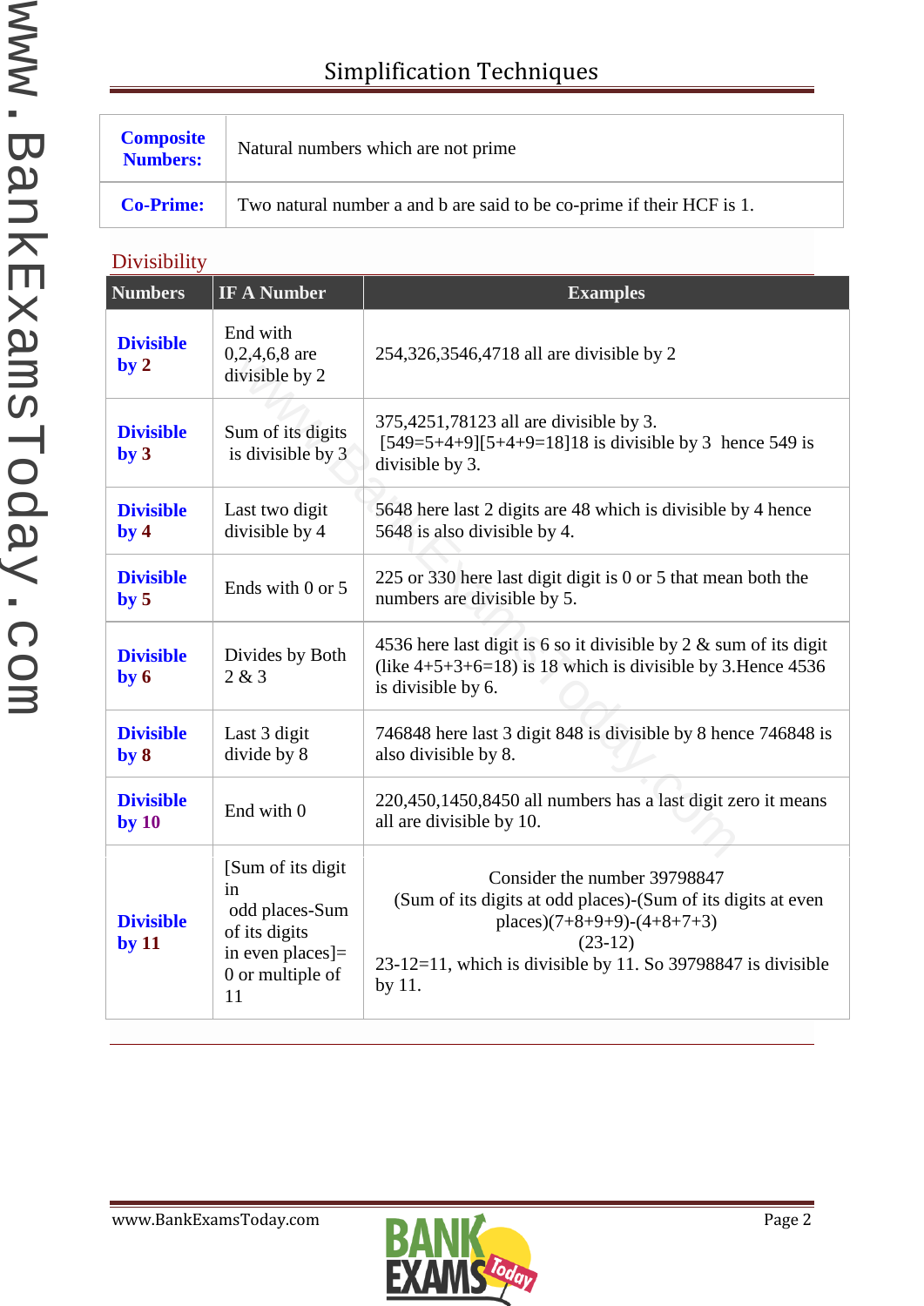| **Composite Numbers:** | Natural numbers which are not prime |
|---|---|
| **Co-Prime:** | Two natural number a and b are said to be co-prime if their HCF is 1. |

## Divisibility

| Numbers | IF A Number | Examples |
|---|---|---|
| **Divisible by 2** | End with 0,2,4,6,8 are divisible by 2 | 254,326,3546,4718 all are divisible by 2 |
| **Divisible by 3** | Sum of its digits is divisible by 3 | 375,4251,78123 all are divisible by 3. [549=5+4+9][5+4+9=18]18 is divisible by 3 hence 549 is divisible by 3. |
| **Divisible by 4** | Last two digit divisible by 4 | 5648 here last 2 digits are 48 which is divisible by 4 hence 5648 is also divisible by 4. |
| **Divisible by 5** | Ends with 0 or 5 | 225 or 330 here last digit digit is 0 or 5 that mean both the numbers are divisible by 5. |
| **Divisible by 6** | Divides by Both 2 & 3 | 4536 here last digit is 6 so it divisible by 2 & sum of its digit (like 4+5+3+6=18) is 18 which is divisible by 3.Hence 4536 is divisible by 6. |
| **Divisible by 8** | Last 3 digit divide by 8 | 746848 here last 3 digit 848 is divisible by 8 hence 746848 is also divisible by 8. |
| **Divisible by 10** | End with 0 | 220,450,1450,8450 all numbers has a last digit zero it means all are divisible by 10. |
| **Divisible by 11** | [Sum of its digit in odd places-Sum of its digits in even places]= 0 or multiple of 11 | Consider the number 39798847 (Sum of its digits at odd places)-(Sum of its digits at even places)(7+8+9+9)-(4+8+7+3) (23-12) 23-12=11, which is divisible by 11. So 39798847 is divisible by 11. |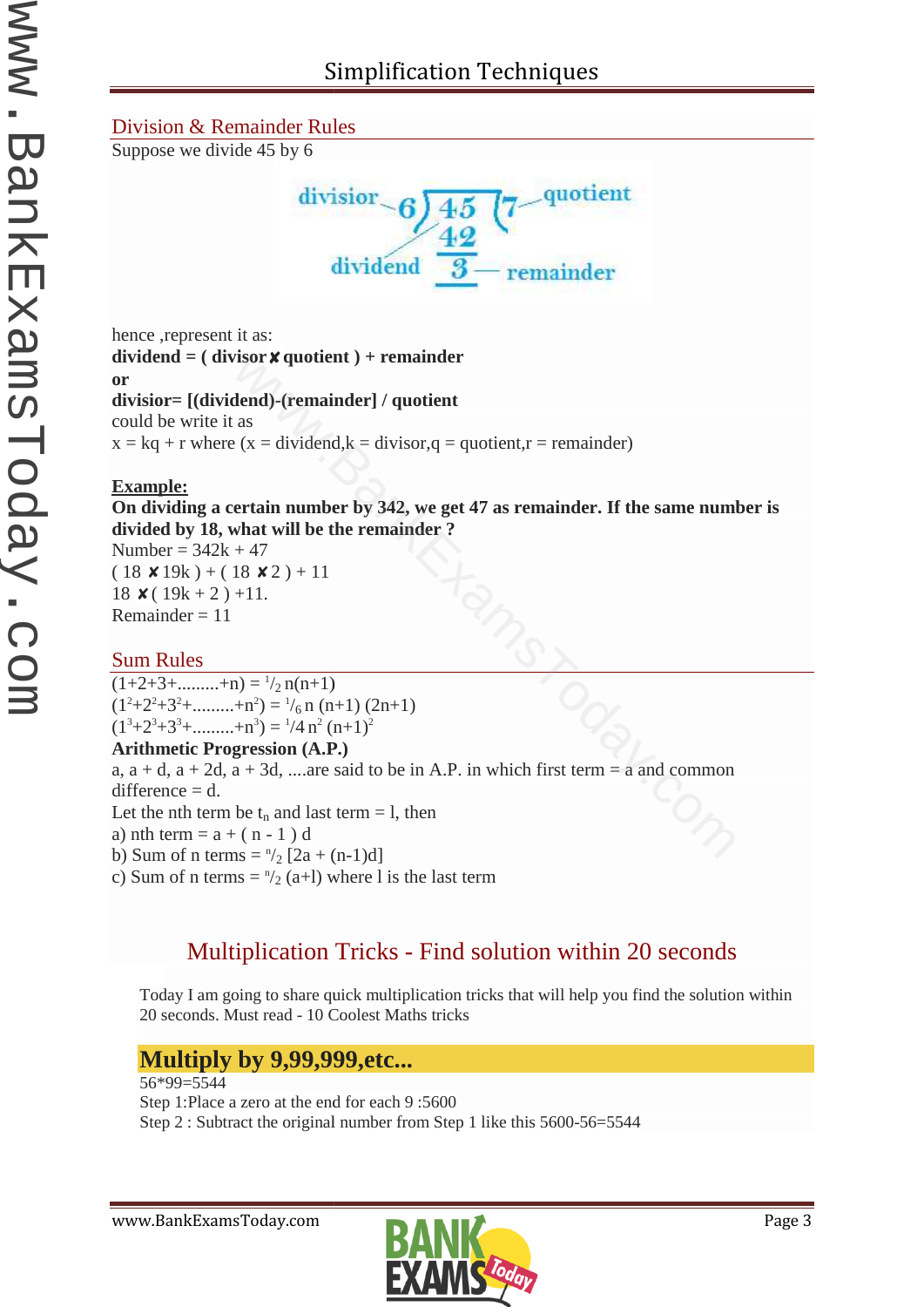## Division & Remainder Rules

Suppose we divide 45 by 6

hence ,represent it as:

**dividend = ( divisor ✘ quotient ) + remainder**

**or**

**divisior= [(dividend)-(remainder] / quotient**

could be write it as

x = kq + r where (x = dividend,k = divisor,q = quotient,r = remainder)

**Example:**

**On dividing a certain number by 342, we get 47 as remainder. If the same number is divided by 18, what will be the remainder ?**

Number = 342k + 47

( 18 ✘ 19k ) + ( 18 ✘ 2 ) + 11

18 ✘ ( 19k + 2 ) +11.

Remainder = 11

## Sum Rules

$(1+2+3+.........+n) = \frac{1}{2} n(n+1)$

$(1^2+2^2+3^2+.........+n^2) = \frac{1}{6} n (n+1) (2n+1)$

$(1^3+2^3+3^3+.........+n^3) = \frac{1}{4} n^2 (n+1)^2$

**Arithmetic Progression (A.P.)**

a, a + d, a + 2d, a + 3d, ....are said to be in A.P. in which first term = a and common difference = d.

Let the nth term be $t_n$ and last term = l, then

a) nth term = a + ( n - 1 ) d

b) Sum of n terms = $\frac{n}{2}$ [2a + (n-1)d]

c) Sum of n terms = $\frac{n}{2}$ (a+l) where l is the last term

## Multiplication Tricks - Find solution within 20 seconds

Today I am going to share quick multiplication tricks that will help you find the solution within 20 seconds. Must read - 10 Coolest Maths tricks

### Multiply by 9,99,999,etc...

56*99=5544

Step 1:Place a zero at the end for each 9 :5600

Step 2 : Subtract the original number from Step 1 like this 5600-56=5544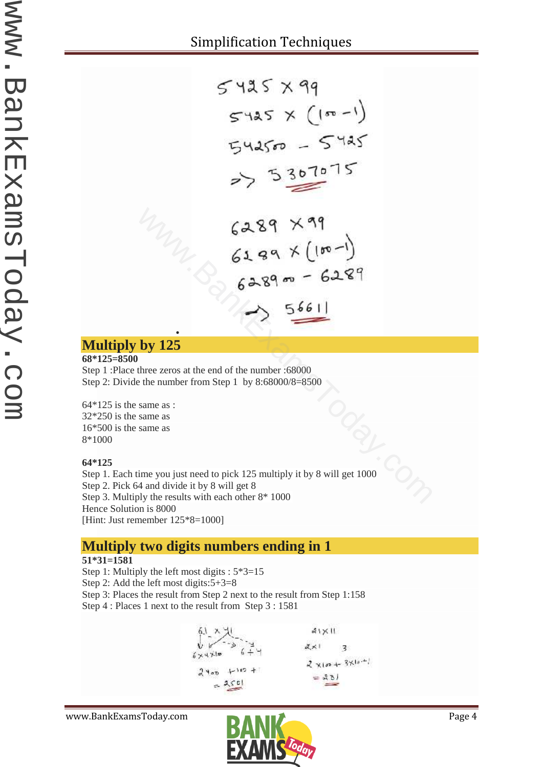5425 × 99

5425 × (100 − 1)

542500 − 5425

=> 537075

6289 × 99

6289 × (100 − 1)

628900 − 6289

=> 622611

## Multiply by 125

**68*125=8500**

Step 1 :Place three zeros at the end of the number :68000

Step 2: Divide the number from Step 1 by 8:68000/8=8500

64*125 is the same as :
32*250 is the same as
16*500 is the same as
8*1000

**64*125**

Step 1. Each time you just need to pick 125 multiply it by 8 will get 1000
Step 2. Pick 64 and divide it by 8 will get 8
Step 3. Multiply the results with each other 8* 1000
Hence Solution is 8000
[Hint: Just remember 125*8=1000]

## Multiply two digits numbers ending in 1

**51*31=1581**

Step 1: Multiply the left most digits : 5*3=15
Step 2: Add the left most digits:5+3=8
Step 3: Places the result from Step 2 next to the result from Step 1:158
Step 4 : Places 1 next to the result from Step 3 : 1581

61 × 41

6×4×100    6+4

2400 + 100 + 1

= 2501

21 × 11

2×1    3

2×100 + 3×10 + 1

= 231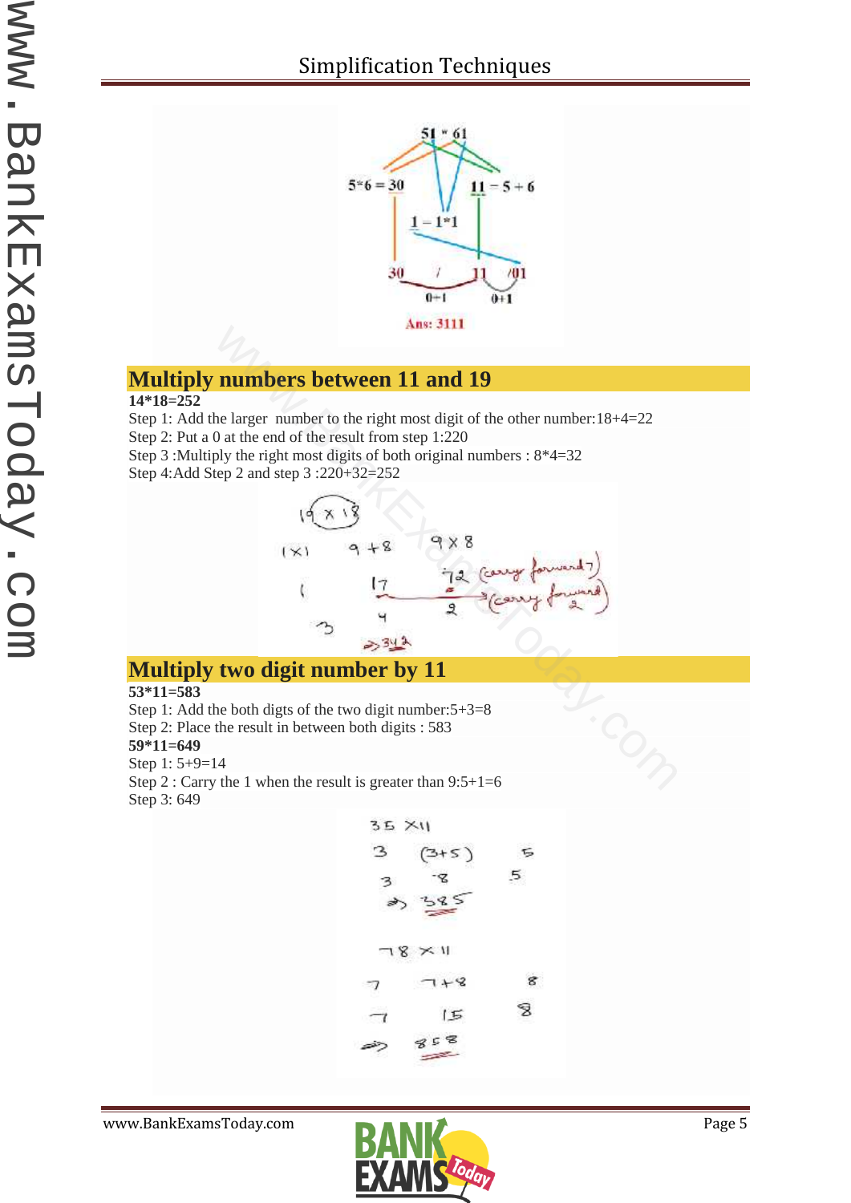## Multiply numbers between 11 and 19

**14*18=252**

Step 1: Add the larger number to the right most digit of the other number:18+4=22

Step 2: Put a 0 at the end of the result from step 1:220

Step 3 :Multiply the right most digits of both original numbers : 8*4=32

Step 4:Add Step 2 and step 3 :220+32=252

## Multiply two digit number by 11

**53*11=583**

Step 1: Add the both digts of the two digit number:5+3=8

Step 2: Place the result in between both digits : 583

**59*11=649**

Step 1: 5+9=14

Step 2 : Carry the 1 when the result is greater than 9:5+1=6

Step 3: 649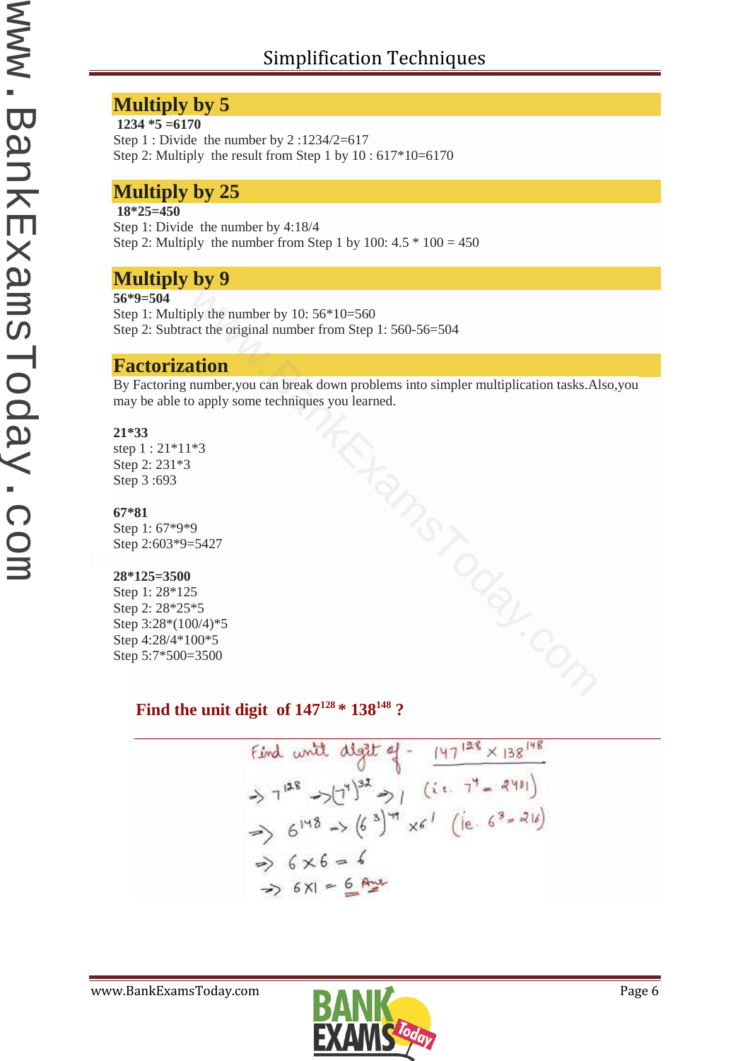## Multiply by 5

**1234 *5 =6170**

Step 1 : Divide the number by 2 :1234/2=617

Step 2: Multiply the result from Step 1 by 10 : 617*10=6170

## Multiply by 25

**18*25=450**

Step 1: Divide the number by 4:18/4

Step 2: Multiply the number from Step 1 by 100: 4.5 * 100 = 450

## Multiply by 9

**56*9=504**

Step 1: Multiply the number by 10: 56*10=560

Step 2: Subtract the original number from Step 1: 560-56=504

## Factorization

By Factoring number,you can break down problems into simpler multiplication tasks.Also,you may be able to apply some techniques you learned.

**21*33**

step 1 : 21*11*3

Step 2: 231*3

Step 3 :693

**67*81**

Step 1: 67*9*9

Step 2:603*9=5427

**28*125=3500**

Step 1: 28*125

Step 2: 28*25*5

Step 3:28*(100/4)*5

Step 4:28/4*100*5

Step 5:7*500=3500

### Find the unit digit of $147^{128} * 138^{148}$ ?

Find unit digit of - $147^{128} \times 138^{148}$

$\Rightarrow 7^{128} \rightarrow (7^4)^{32} \Rightarrow 1$ (i.e. $7^4 = 2401$)

$\Rightarrow 6^{148} \rightarrow (6^3)^{49} \times 6^1$ (ie. $6^3 = 216$)

$\Rightarrow 6 \times 6 = 6$

$\Rightarrow 6 \times 1 = 6$ Ans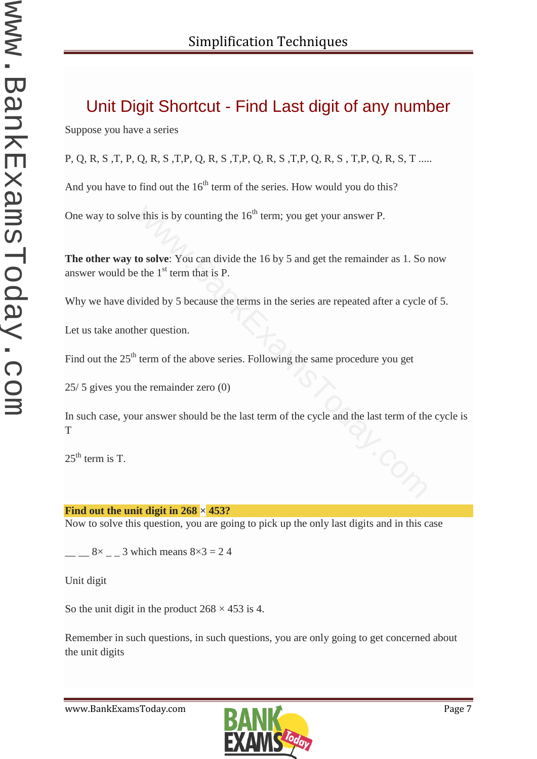## Unit Digit Shortcut - Find Last digit of any number

Suppose you have a series

P, Q, R, S ,T, P, Q, R, S ,T,P, Q, R, S ,T,P, Q, R, S ,T,P, Q, R, S , T,P, Q, R, S, T .....

And you have to find out the $16^{th}$ term of the series. How would you do this?

One way to solve this is by counting the $16^{th}$ term; you get your answer P.

**The other way to solve**: You can divide the 16 by 5 and get the remainder as 1. So now answer would be the $1^{st}$ term that is P.

Why we have divided by 5 because the terms in the series are repeated after a cycle of 5.

Let us take another question.

Find out the $25^{th}$ term of the above series. Following the same procedure you get

25/ 5 gives you the remainder zero (0)

In such case, your answer should be the last term of the cycle and the last term of the cycle is T

$25^{th}$ term is T.

**Find out the unit digit in 268 × 453?**

Now to solve this question, you are going to pick up the only last digits and in this case

__ __ 8× _ _ 3 which means 8×3 = 2 4

Unit digit

So the unit digit in the product 268 × 453 is 4.

Remember in such questions, in such questions, you are only going to get concerned about the unit digits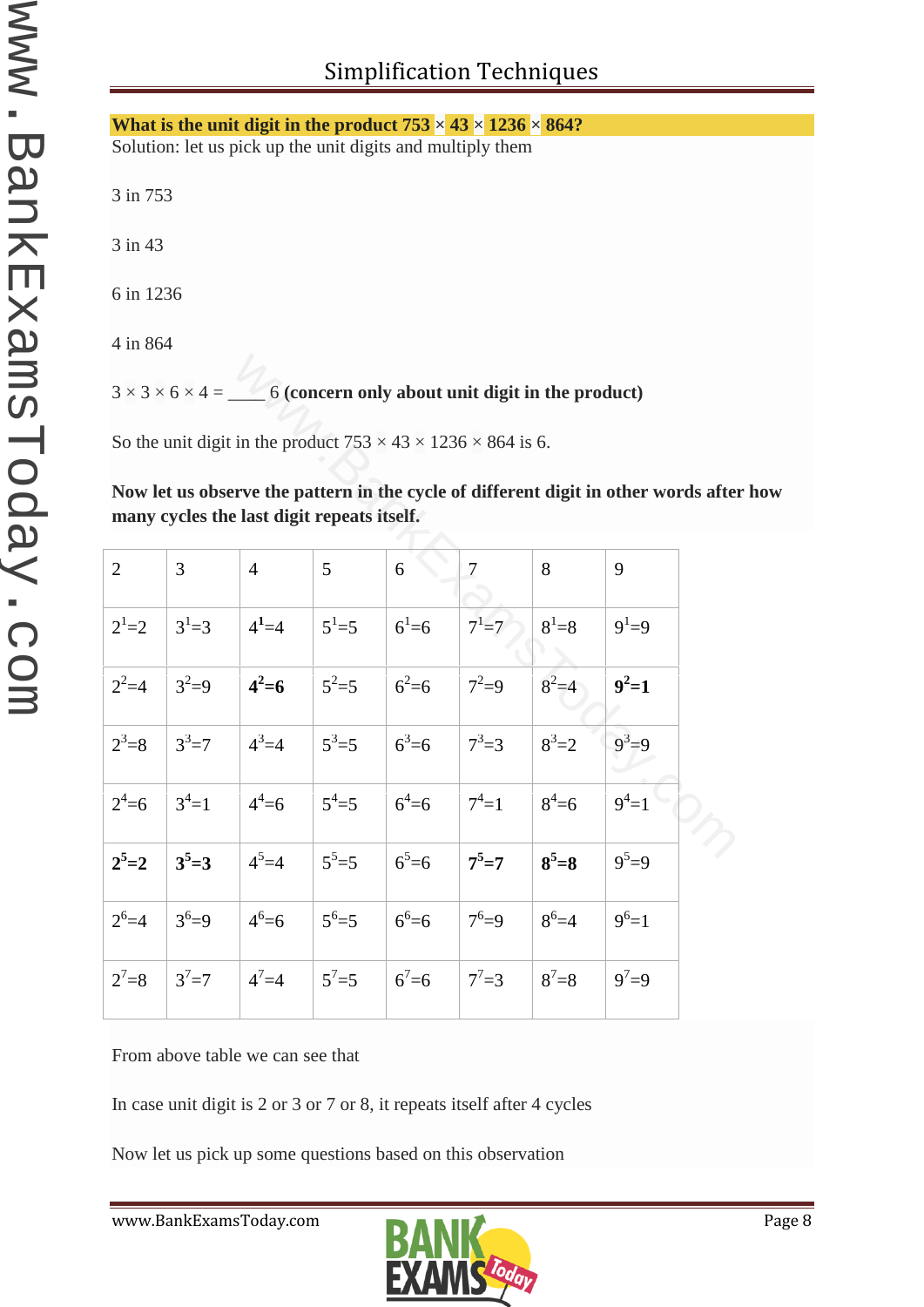**What is the unit digit in the product 753 × 43 × 1236 × 864?**

Solution: let us pick up the unit digits and multiply them

3 in 753

3 in 43

6 in 1236

4 in 864

3 × 3 × 6 × 4 = ____ 6 **(concern only about unit digit in the product)**

So the unit digit in the product 753 × 43 × 1236 × 864 is 6.

**Now let us observe the pattern in the cycle of different digit in other words after how many cycles the last digit repeats itself.**

| 2 | 3 | 4 | 5 | 6 | 7 | 8 | 9 |
|---|---|---|---|---|---|---|---|
| $2^1=2$ | $3^1=3$ | $4^1=4$ | $5^1=5$ | $6^1=6$ | $7^1=7$ | $8^1=8$ | $9^1=9$ |
| $2^2=4$ | $3^2=9$ | **$4^2=6$** | $5^2=5$ | $6^2=6$ | $7^2=9$ | $8^2=4$ | **$9^2=1$** |
| $2^3=8$ | $3^3=7$ | $4^3=4$ | $5^3=5$ | $6^3=6$ | $7^3=3$ | $8^3=2$ | $9^3=9$ |
| $2^4=6$ | $3^4=1$ | $4^4=6$ | $5^4=5$ | $6^4=6$ | $7^4=1$ | $8^4=6$ | $9^4=1$ |
| **$2^5=2$** | **$3^5=3$** | $4^5=4$ | $5^5=5$ | $6^5=6$ | **$7^5=7$** | **$8^5=8$** | $9^5=9$ |
| $2^6=4$ | $3^6=9$ | $4^6=6$ | $5^6=5$ | $6^6=6$ | $7^6=9$ | $8^6=4$ | $9^6=1$ |
| $2^7=8$ | $3^7=7$ | $4^7=4$ | $5^7=5$ | $6^7=6$ | $7^7=3$ | $8^7=8$ | $9^7=9$ |

From above table we can see that

In case unit digit is 2 or 3 or 7 or 8, it repeats itself after 4 cycles

Now let us pick up some questions based on this observation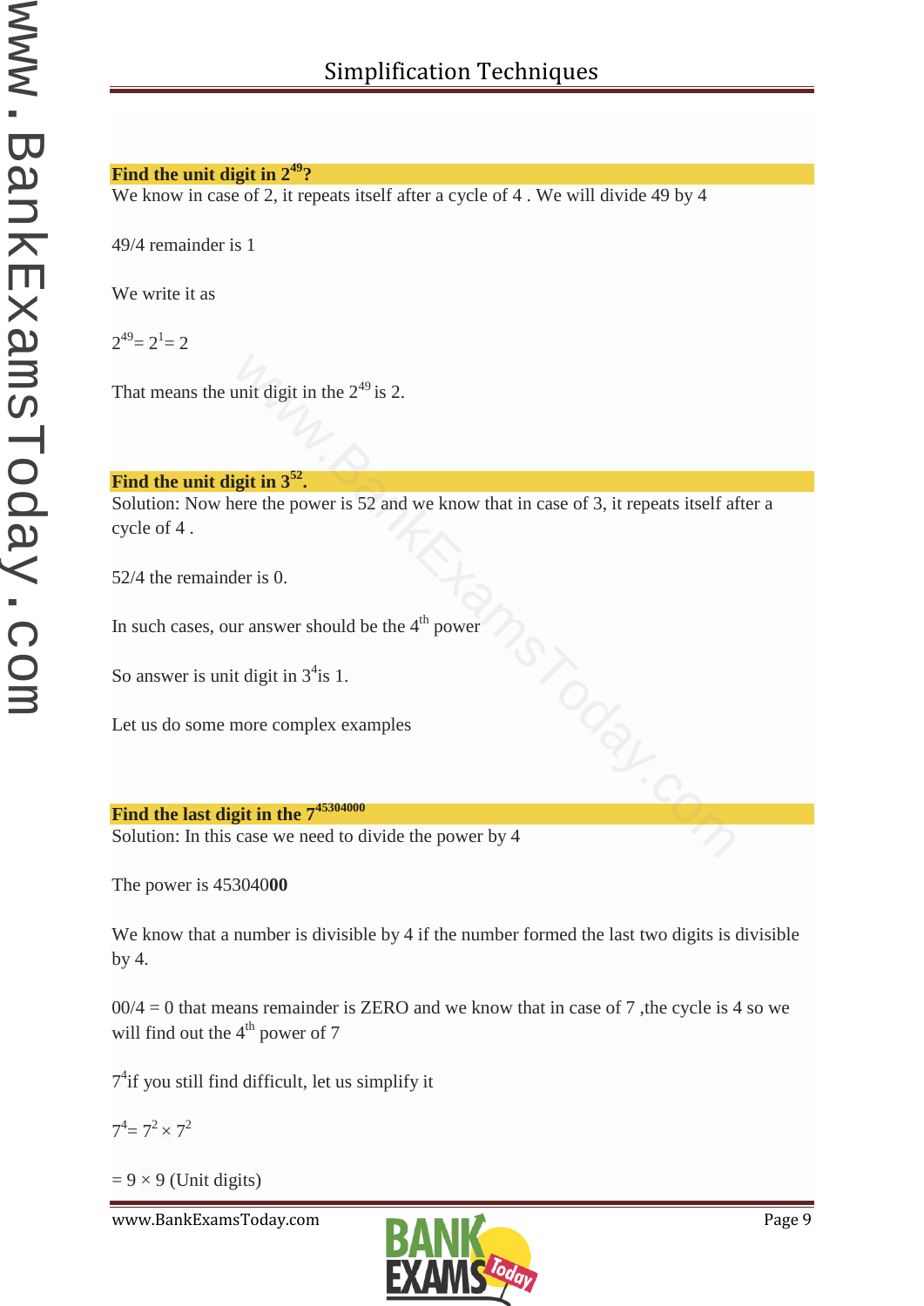**Find the unit digit in $2^{49}$?**

We know in case of 2, it repeats itself after a cycle of 4 . We will divide 49 by 4

49/4 remainder is 1

We write it as

$2^{49} = 2^1 = 2$

That means the unit digit in the $2^{49}$ is 2.

**Find the unit digit in $3^{52}$.**

Solution: Now here the power is 52 and we know that in case of 3, it repeats itself after a cycle of 4 .

52/4 the remainder is 0.

In such cases, our answer should be the $4^{th}$ power

So answer is unit digit in $3^4$ is 1.

Let us do some more complex examples

**Find the last digit in the $7^{45304000}$**

Solution: In this case we need to divide the power by 4

The power is 453040**00**

We know that a number is divisible by 4 if the number formed the last two digits is divisible by 4.

00/4 = 0 that means remainder is ZERO and we know that in case of 7 ,the cycle is 4 so we will find out the $4^{th}$ power of 7

$7^4$ if you still find difficult, let us simplify it

$7^4 = 7^2 \times 7^2$

$= 9 \times 9$ (Unit digits)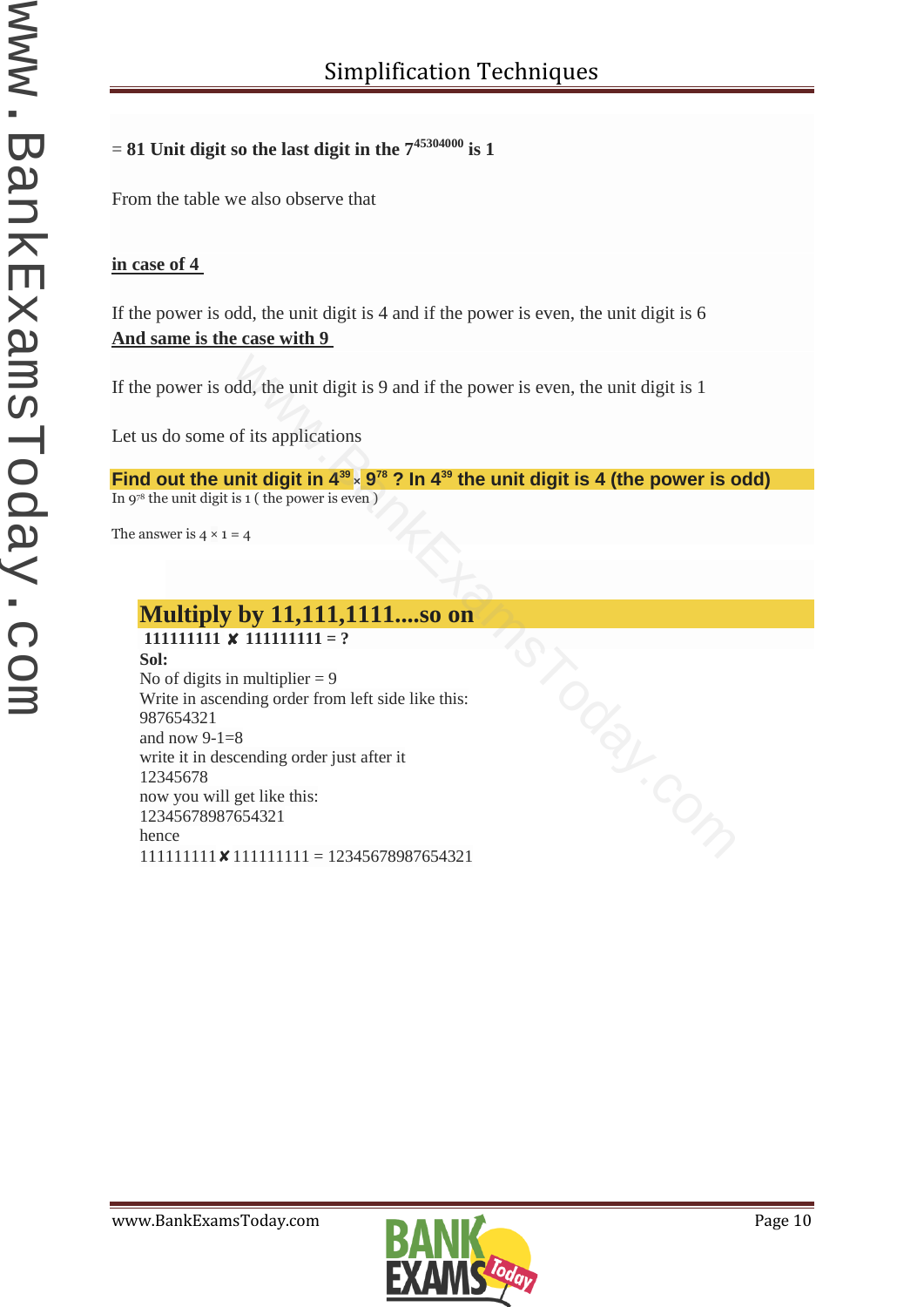= **81 Unit digit so the last digit in the $7^{45304000}$ is 1**

From the table we also observe that

**<u>in case of 4</u>**

If the power is odd, the unit digit is 4 and if the power is even, the unit digit is 6

**<u>And same is the case with 9</u>**

If the power is odd, the unit digit is 9 and if the power is even, the unit digit is 1

Let us do some of its applications

**Find out the unit digit in $4^{39} \times 9^{78}$ ? In $4^{39}$ the unit digit is 4 (the power is odd)**

In $9^{78}$ the unit digit is 1 ( the power is even )

The answer is $4 \times 1 = 4$

## Multiply by 11,111,1111....so on

**111111111 ✘ 111111111 = ?**

**Sol:**

No of digits in multiplier = 9

Write in ascending order from left side like this:

987654321

and now 9-1=8

write it in descending order just after it

12345678

now you will get like this:

12345678987654321

hence

111111111 ✘ 111111111 = 12345678987654321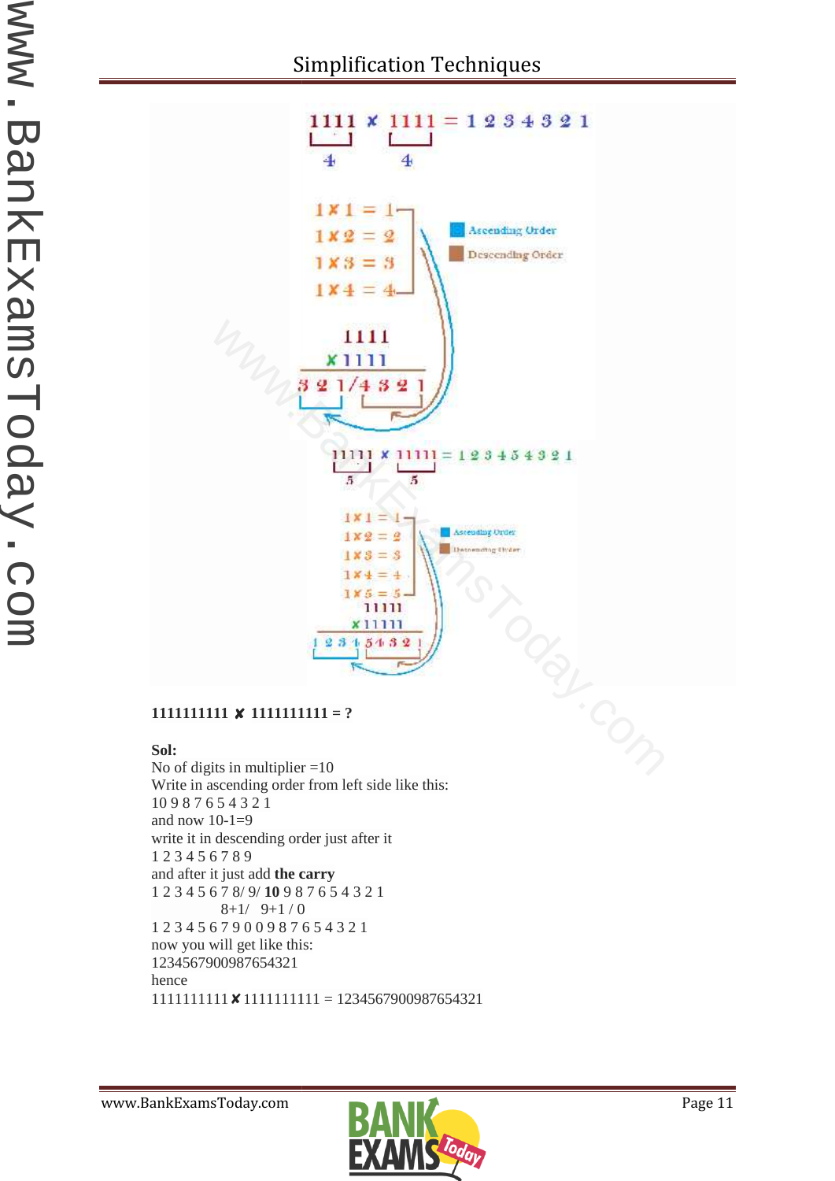1111 ✘ 1111 = 1 2 3 4 3 2 1

4 4

1 ✘ 1 = 1
1 ✘ 2 = 2
1 ✘ 3 = 3
1 ✘ 4 = 4

Ascending Order
Descending Order

1111
✘ 1111
3 2 1/4 3 2 1

11111 ✘ 11111 = 1 2 3 4 5 4 3 2 1

5 5

1 ✘ 1 = 1
1 ✘ 2 = 2
1 ✘ 3 = 3
1 ✘ 4 = 4
1 ✘ 5 = 5

Ascending Order
Descending Order

11111
✘ 11111
1 2 3 4 5 4 3 2 1

**1111111111 ✘ 1111111111 = ?**

**Sol:**
No of digits in multiplier =10
Write in ascending order from left side like this:
10 9 8 7 6 5 4 3 2 1
and now 10-1=9
write it in descending order just after it
1 2 3 4 5 6 7 8 9
and after it just add **the carry**
1 2 3 4 5 6 7 8/ 9/ **10** 9 8 7 6 5 4 3 2 1
8+1/ 9+1 / 0
1 2 3 4 5 6 7 9 0 0 9 8 7 6 5 4 3 2 1
now you will get like this:
1234567900987654321
hence
1111111111 ✘ 1111111111 = 1234567900987654321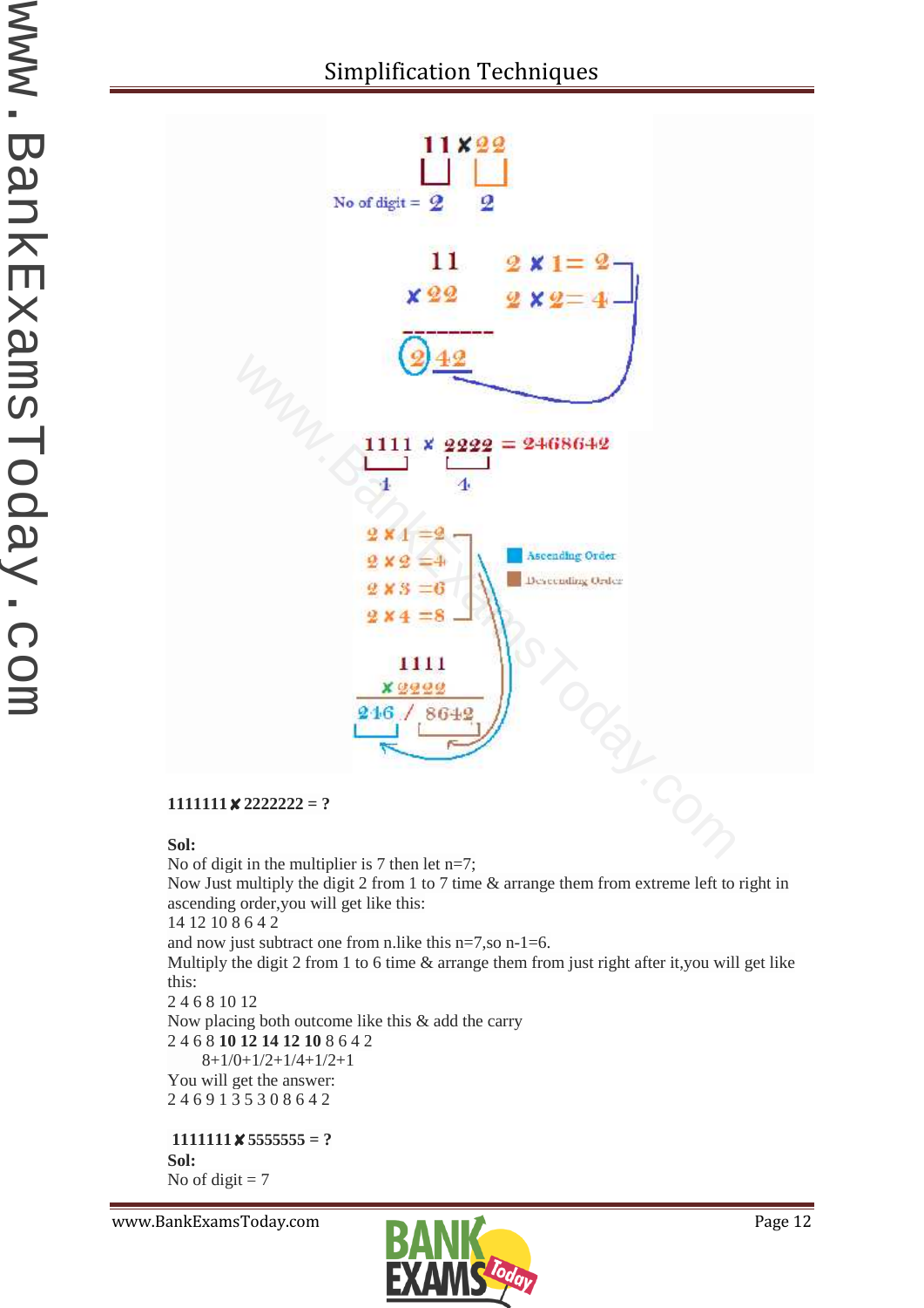**1111111 ✘ 2222222 = ?**

**Sol:**
No of digit in the multiplier is 7 then let n=7;
Now Just multiply the digit 2 from 1 to 7 time & arrange them from extreme left to right in ascending order,you will get like this:
14 12 10 8 6 4 2
and now just subtract one from n.like this n=7,so n-1=6.
Multiply the digit 2 from 1 to 6 time & arrange them from just right after it,you will get like this:
2 4 6 8 10 12
Now placing both outcome like this & add the carry
2 4 6 8 **10 12 14 12 10** 8 6 4 2
8+1/0+1/2+1/4+1/2+1
You will get the answer:
2 4 6 9 1 3 5 3 0 8 6 4 2

**1111111 ✘ 5555555 = ?**
**Sol:**
No of digit = 7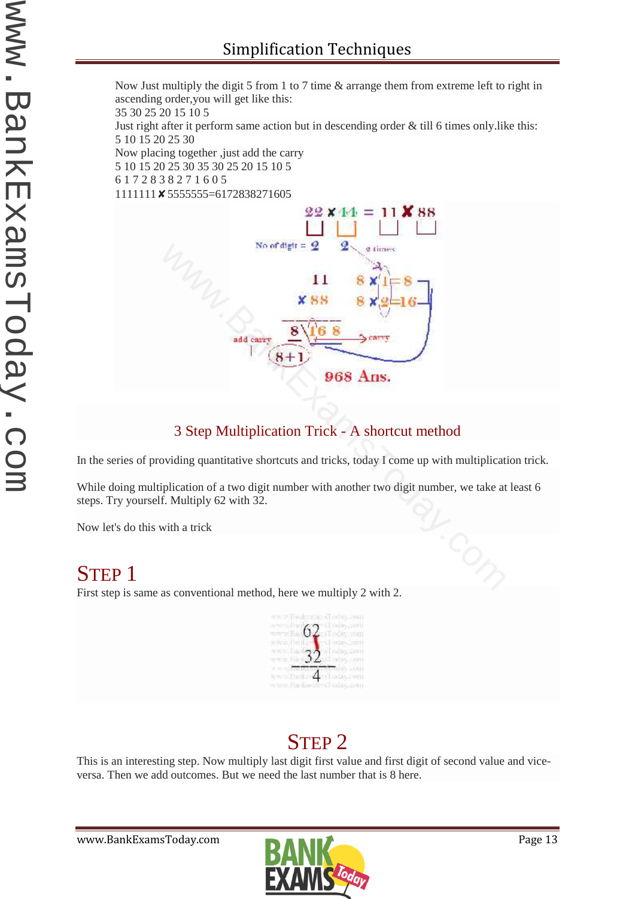Now Just multiply the digit 5 from 1 to 7 time & arrange them from extreme left to right in ascending order,you will get like this:

35 30 25 20 15 10 5

Just right after it perform same action but in descending order & till 6 times only.like this:

5 10 15 20 25 30

Now placing together ,just add the carry

5 10 15 20 25 30 35 30 25 20 15 10 5

6 1 7 2 8 3 8 2 7 1 6 0 5

1111111 ✘ 5555555=6172838271605

## 3 Step Multiplication Trick - A shortcut method

In the series of providing quantitative shortcuts and tricks, today I come up with multiplication trick.

While doing multiplication of a two digit number with another two digit number, we take at least 6 steps. Try yourself. Multiply 62 with 32.

Now let's do this with a trick

## STEP 1

First step is same as conventional method, here we multiply 2 with 2.

## STEP 2

This is an interesting step. Now multiply last digit first value and first digit of second value and vice-versa. Then we add outcomes. But we need the last number that is 8 here.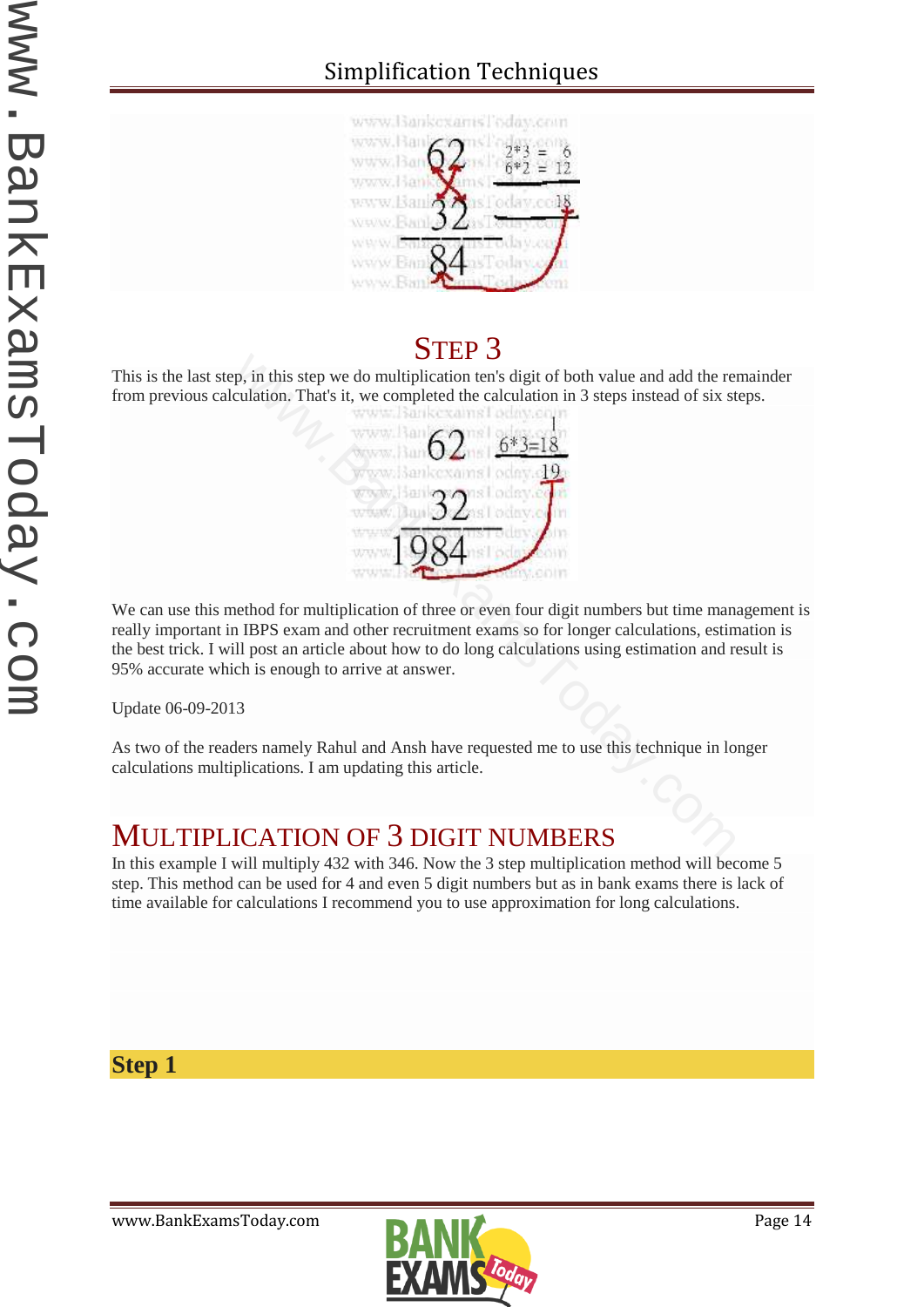## STEP 3

This is the last step, in this step we do multiplication ten's digit of both value and add the remainder from previous calculation. That's it, we completed the calculation in 3 steps instead of six steps.

We can use this method for multiplication of three or even four digit numbers but time management is really important in IBPS exam and other recruitment exams so for longer calculations, estimation is the best trick. I will post an article about how to do long calculations using estimation and result is 95% accurate which is enough to arrive at answer.

Update 06-09-2013

As two of the readers namely Rahul and Ansh have requested me to use this technique in longer calculations multiplications. I am updating this article.

## MULTIPLICATION OF 3 DIGIT NUMBERS

In this example I will multiply 432 with 346. Now the 3 step multiplication method will become 5 step. This method can be used for 4 and even 5 digit numbers but as in bank exams there is lack of time available for calculations I recommend you to use approximation for long calculations.

### Step 1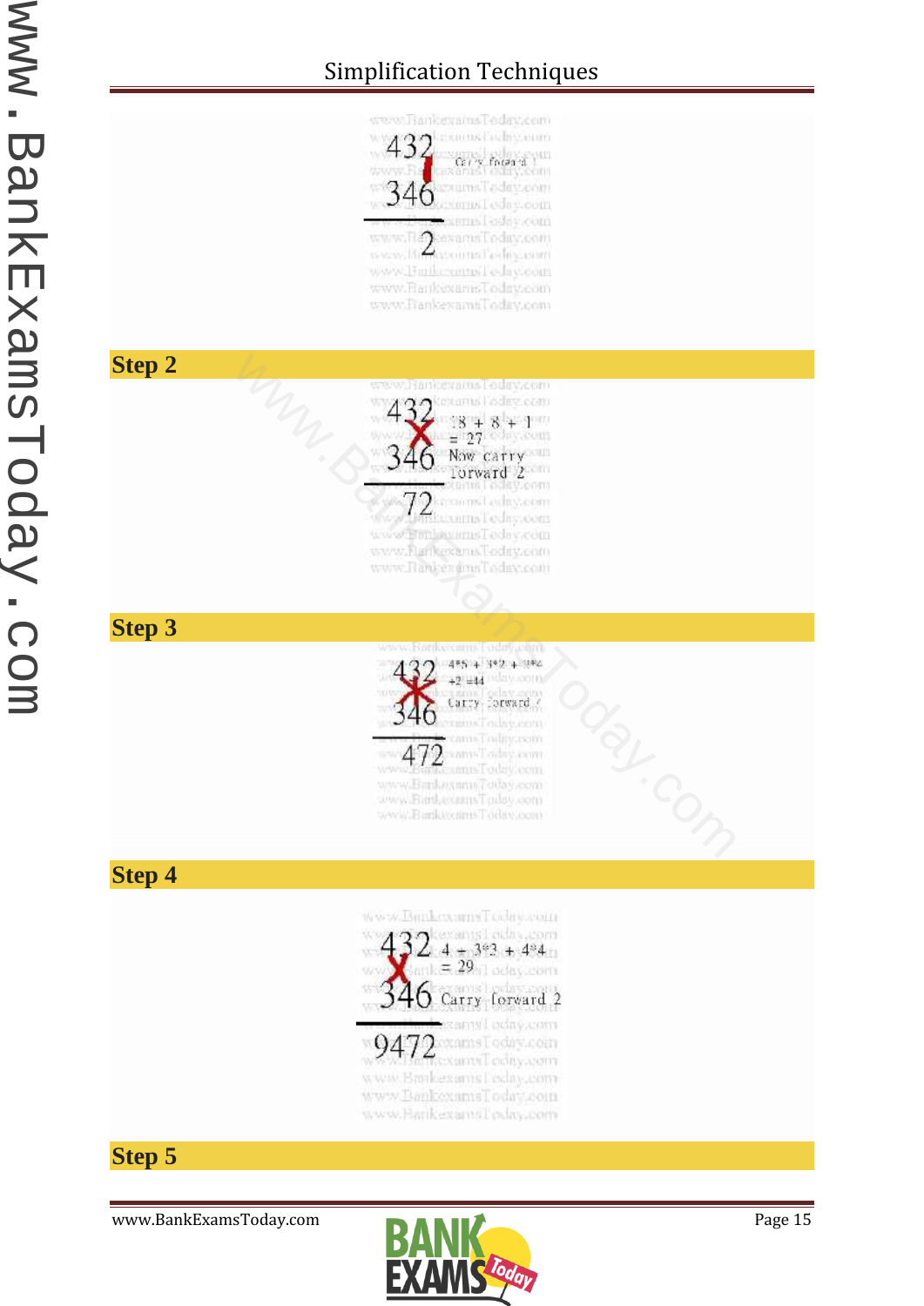432
346
―――
2

Carry forward 1

## Step 2

432
346
―――
72

18 + 8 + 1
= 27
Now carry
forward 2

## Step 3

432
346
―――
472

4*5 + 3*2 + 3*4
+2 =44
Carry forward 4

## Step 4

432
346
―――
9472

4 + 3*3 + 4*4
= 29
Carry forward 2

## Step 5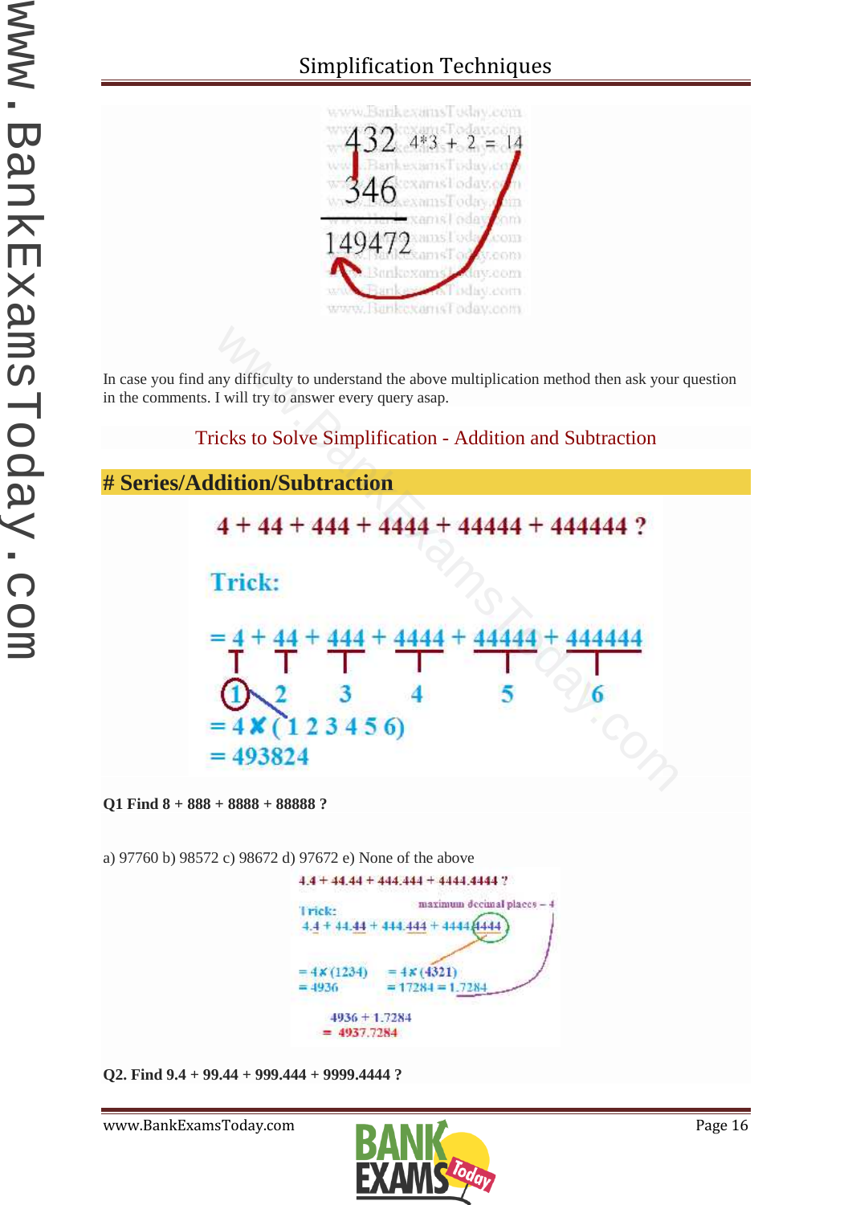432  4*3 + 2 = 14
346
149472

In case you find any difficulty to understand the above multiplication method then ask your question in the comments. I will try to answer every query asap.

## Tricks to Solve Simplification - Addition and Subtraction

# Series/Addition/Subtraction

4 + 44 + 444 + 4444 + 44444 + 444444 ?

**Trick:**

= 4 + 44 + 444 + 4444 + 44444 + 444444

1   2   3   4   5   6

= 4 × (1 2 3 4 5 6)

= 493824

**Q1 Find 8 + 888 + 8888 + 88888 ?**

a) 97760 b) 98572 c) 98672 d) 97672 e) None of the above

4.4 + 44.44 + 444.444 + 4444.4444 ?

Trick: maximum decimal places – 4

4.4 + 44.44 + 444.444 + 4444.4444

= 4 × (1234)
= 4936

= 4 × (4321)
= 17284 = 1.7284

4936 + 1.7284
= 4937.7284

**Q2. Find 9.4 + 99.44 + 999.444 + 9999.4444 ?**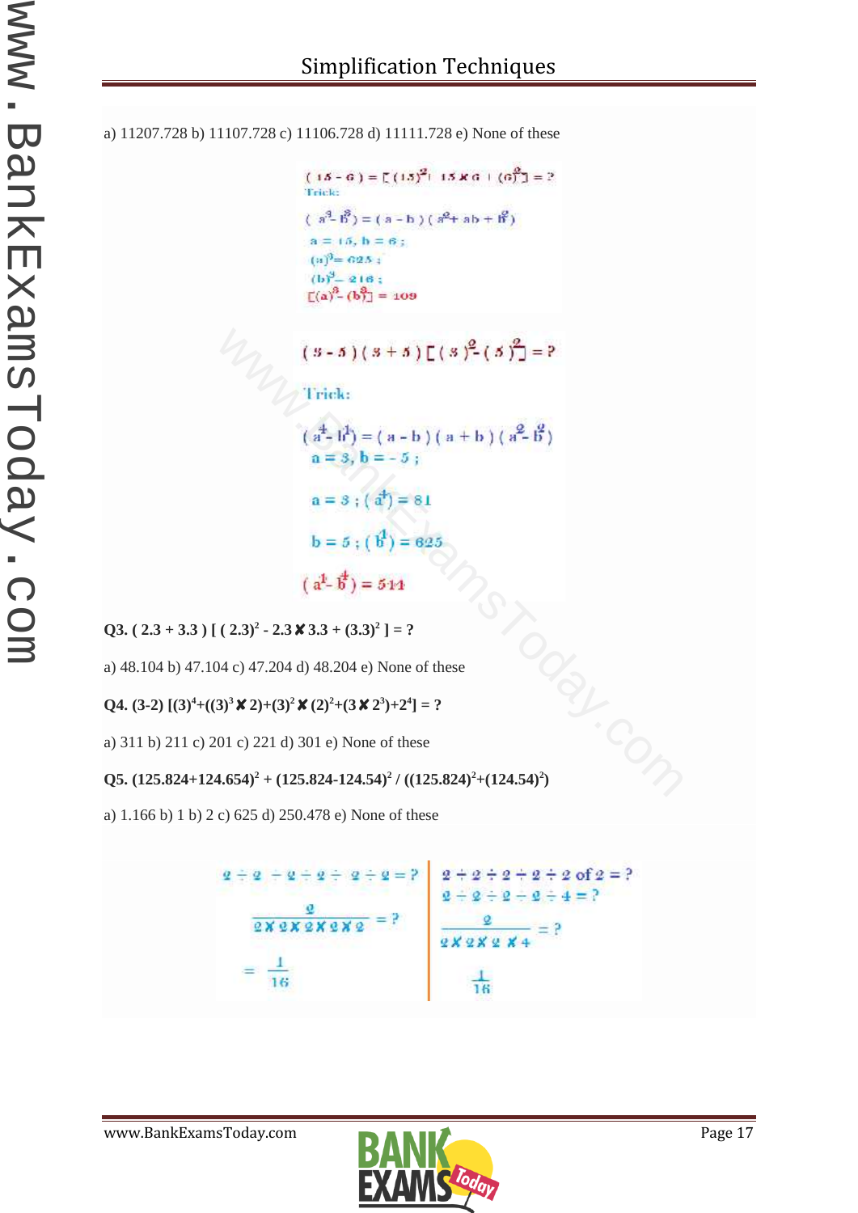a) 11207.728 b) 11107.728 c) 11106.728 d) 11111.728 e) None of these

$(15 - 6) = [(15)^2 + 15 \times 6 + (6)^2] = ?$

Trick:

$(a^3 - b^3) = (a - b)(a^2 + ab + b^2)$

$a = 15, b = 6;$

$(a)^3 = 625;$

$(b)^3 = 216;$

$[(a)^3 - (b)^3] = 109$

$(3 - 5)(3 + 5)[(3)^2 - (5)^2] = ?$

Trick:

$(a^4 - b^4) = (a - b)(a + b)(a^2 - b^2)$

$a = 3, b = -5;$

$a = 3; (a^4) = 81$

$b = 5; (b^4) = 625$

$(a^4 - b^4) = 544$

**Q3. $( 2.3 + 3.3 ) [ ( 2.3)^2 - 2.3 \times 3.3 + (3.3)^2 ] = ?$**

a) 48.104 b) 47.104 c) 47.204 d) 48.204 e) None of these

**Q4. $(3\text{-}2) [(3)^4+((3)^3 \times 2)+(3)^2 \times (2)^2+(3 \times 2^3)+2^4] = ?$**

a) 311 b) 211 c) 201 d) 221 e) 301 e) None of these

**Q5. $(125.824+124.654)^2 + (125.824\text{-}124.54)^2 / ((125.824)^2+(124.54)^2)$**

a) 1.166 b) 1 b) 2 c) 625 d) 250.478 e) None of these

$2 \div 2 \div 2 \div 2 \div 2 \div 2 = ?$

$\dfrac{2}{2 \times 2 \times 2 \times 2 \times 2} = ?$

$= \dfrac{1}{16}$

$2 \div 2 \div 2 \div 2 \div 2 \text{ of } 2 = ?$

$2 \div 2 \div 2 \div 2 \div 4 = ?$

$\dfrac{2}{2 \times 2 \times 2 \times 4} = ?$

$\dfrac{1}{16}$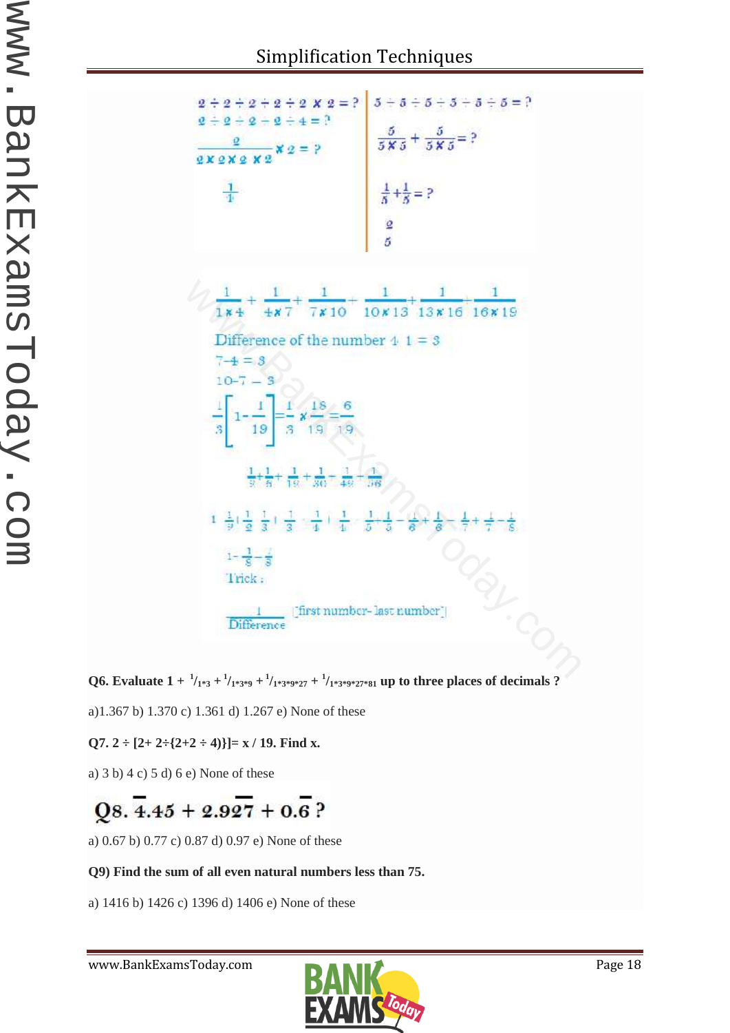$2 \div 2 \div 2 \div 2 \div 2 \times 2 = ?$

$2 \div 2 \div 2 \div 2 \div 4 = ?$

$\frac{2}{2 \times 2 \times 2 \times 2} \times 2 = ?$

$\frac{1}{4}$

$5 \div 5 \div 5 \div 5 \div 5 \div 5 = ?$

$\frac{5}{5 \times 5} + \frac{5}{5 \times 5} = ?$

$\frac{1}{5} + \frac{1}{5} = ?$

$\frac{2}{5}$

$\frac{1}{1 \times 4} + \frac{1}{4 \times 7} + \frac{1}{7 \times 10} + \frac{1}{10 \times 13} + \frac{1}{13 \times 16} + \frac{1}{16 \times 19}$

Difference of the number 4 – 1 = 3

7–4 = 3

10–7 = 3

$\frac{1}{3}\left[1 - \frac{1}{19}\right] = \frac{1}{3} \times \frac{18}{19} = \frac{6}{19}$

$\frac{1}{9} + \frac{1}{6} + \frac{1}{12} + \frac{1}{20} + \frac{1}{42} + \frac{1}{56}$

$1 - \frac{1}{9} + \frac{1}{2} - \frac{1}{3} + \frac{1}{3} - \frac{1}{4} + \frac{1}{4} - \frac{1}{5} + \frac{1}{5} - \frac{1}{6} + \frac{1}{6} - \frac{1}{7} + \frac{1}{7} - \frac{1}{8}$

$1 - \frac{1}{8} - \frac{1}{8}$

Trick :

$\frac{1}{\text{Difference}}$ [first number– last number]

**Q6. Evaluate $1 + \frac{1}{1*3} + \frac{1}{1*3*9} + \frac{1}{1*3*9*27} + \frac{1}{1*3*9*27*81}$ up to three places of decimals ?**

a)1.367 b) 1.370 c) 1.361 d) 1.267 e) None of these

**Q7. 2 ÷ [2+ 2÷{2+2 ÷ 4)}]= x / 19. Find x.**

a) 3 b) 4 c) 5 d) 6 e) None of these

**Q8. $\bar{4}.45 + 2.9\overline{27} + 0.\bar{6}$ ?**

a) 0.67 b) 0.77 c) 0.87 d) 0.97 e) None of these

**Q9) Find the sum of all even natural numbers less than 75.**

a) 1416 b) 1426 c) 1396 d) 1406 e) None of these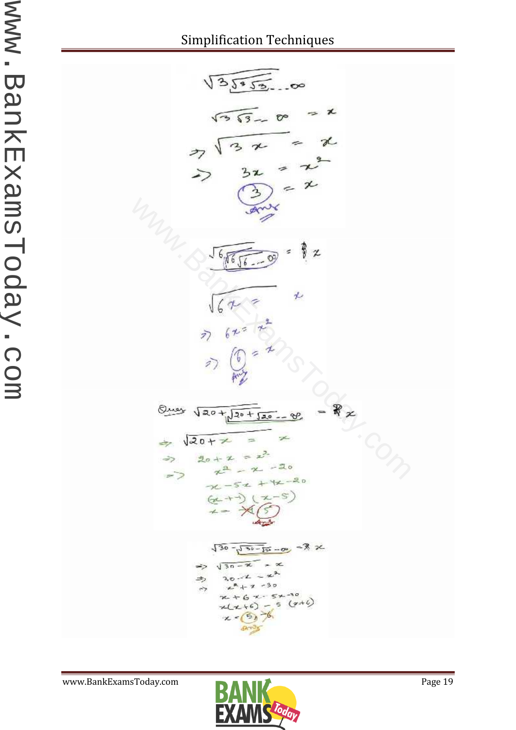$$\sqrt{3\sqrt{3\sqrt{3}}} \ldots \infty$$

$$\sqrt{3\sqrt{3}} \ldots \infty = x$$

$$\Rightarrow \sqrt{3x} = x$$

$$\Rightarrow 3x = x^2$$

$$3 = x$$

Ans

$$\sqrt{6\sqrt{6\sqrt{6}}} \ldots \infty = x$$

$$\sqrt{6x} = x$$

$$\Rightarrow 6x = x^2$$

$$\Rightarrow 6 = x$$

Ans

Ques $\sqrt{20+\sqrt{20+\sqrt{20}}} \ldots \infty = x$

$$\Rightarrow \sqrt{20+x} = x$$

$$\Rightarrow 20 + x = x^2$$

$$\Rightarrow x^2 - x - 20$$

$$x^2 - 5x + 4x - 20$$

$$(x+4)(x-5)$$

$$x = \cancel{-4}, 5$$

Ans

$$\sqrt{30-\sqrt{30-\sqrt{30}}} \ldots \infty = x$$

$$\Rightarrow \sqrt{30-x} = x$$

$$\Rightarrow 30 - x = x^2$$

$$\Rightarrow x^2 + x - 30$$

$$x^2 + 6x - 5x - 30$$

$$x(x+6) - 5(x+6)$$

$$x = 5, \cancel{-6}$$

Ans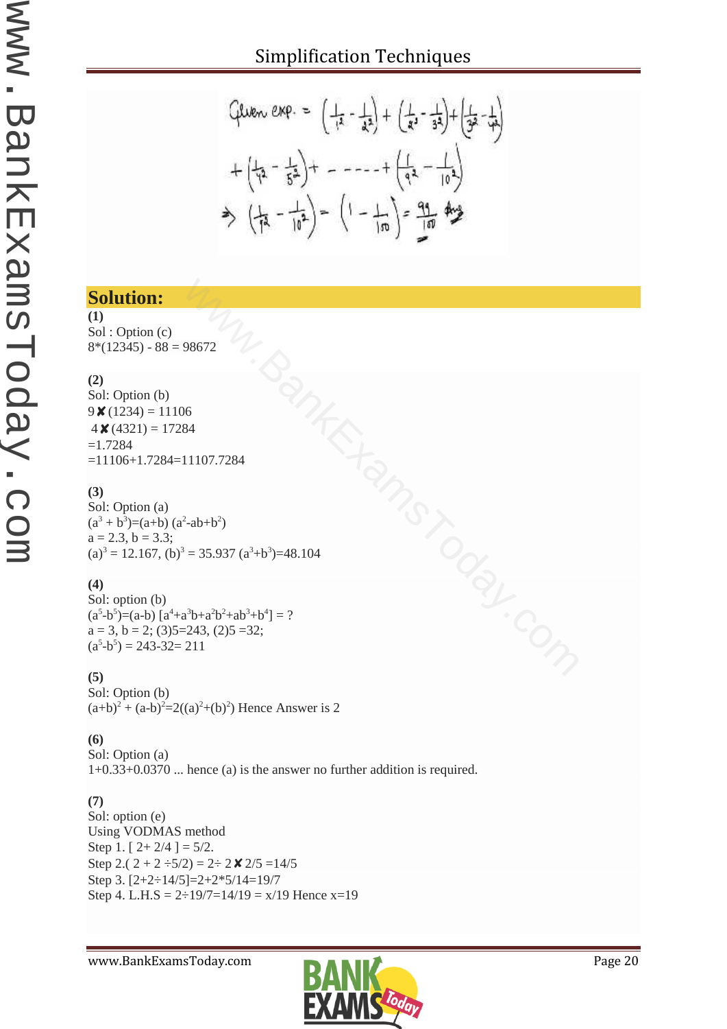Given exp. = $\left(\frac{1}{1^2}-\frac{1}{2^2}\right)+\left(\frac{1}{2^2}-\frac{1}{3^2}\right)+\left(\frac{1}{3^2}-\frac{1}{4^2}\right)$

$+\left(\frac{1}{4^2}-\frac{1}{5^2}\right)+ - - - - - +\left(\frac{1}{9^2}-\frac{1}{10^2}\right)$

$\Rightarrow \left(\frac{1}{1^2}-\frac{1}{10^2}\right) = \left(1-\frac{1}{100}\right) = \frac{99}{100}$ Ans

## Solution:

**(1)**
Sol : Option (c)
8*(12345) - 88 = 98672

**(2)**
Sol: Option (b)
9 ✘ (1234) = 11106
4 ✘ (4321) = 17284
=1.7284
=11106+1.7284=11107.7284

**(3)**
Sol: Option (a)
$(a^3 + b^3)=(a+b)(a^2-ab+b^2)$
a = 2.3, b = 3.3;
$(a)^3 = 12.167$, $(b)^3 = 35.937$ $(a^3+b^3)=48.104$

**(4)**
Sol: option (b)
$(a^5-b^5)=(a-b)[a^4+a^3b+a^2b^2+ab^3+b^4] = ?$
a = 3, b = 2; (3)5=243, (2)5 =32;
$(a^5-b^5) = 243-32= 211$

**(5)**
Sol: Option (b)
$(a+b)^2 + (a-b)^2=2((a)^2+(b)^2)$ Hence Answer is 2

**(6)**
Sol: Option (a)
1+0.33+0.0370 ... hence (a) is the answer no further addition is required.

**(7)**
Sol: option (e)
Using VODMAS method
Step 1. [ 2+ 2/4 ] = 5/2.
Step 2.( 2 + 2 ÷5/2) = 2÷ 2 ✘ 2/5 =14/5
Step 3. [2+2÷14/5]=2+2*5/14=19/7
Step 4. L.H.S = 2÷19/7=14/19 = x/19 Hence x=19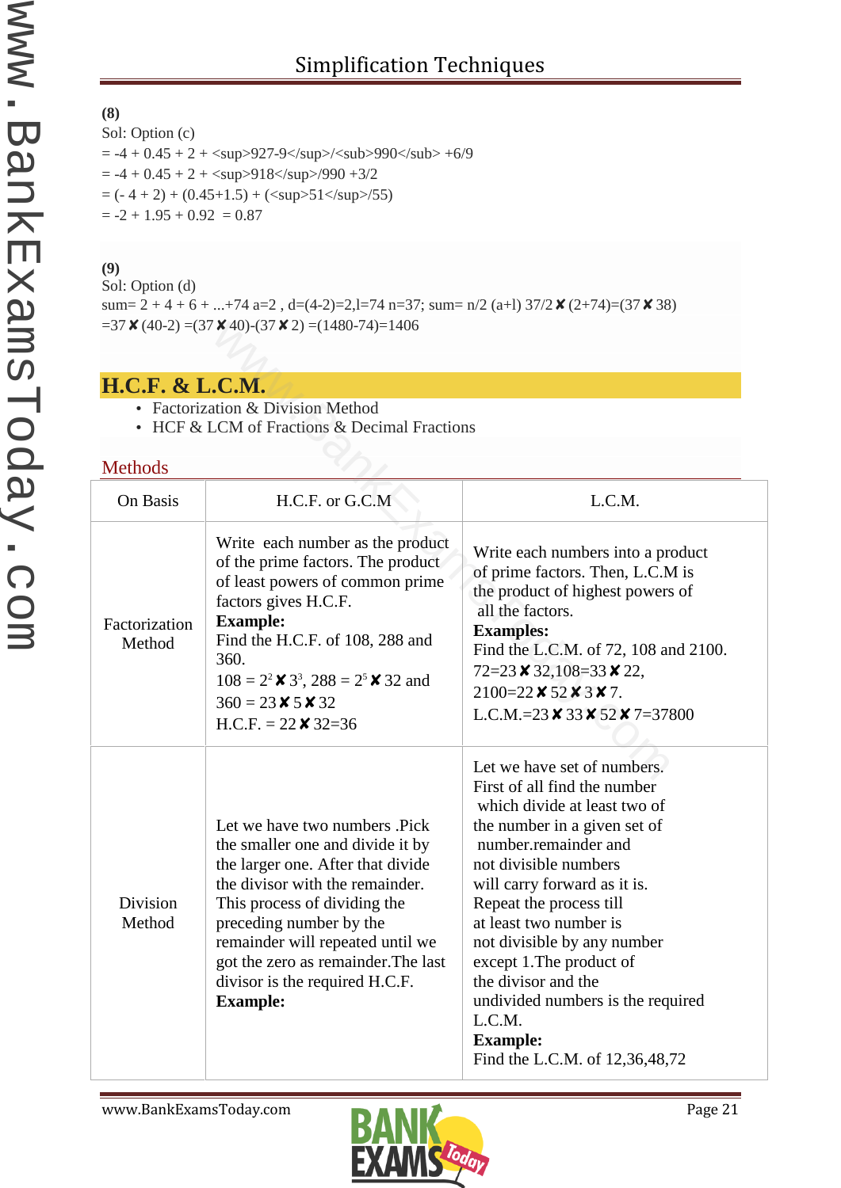**(8)**

Sol: Option (c)

= -4 + 0.45 + 2 + <sup>927-9</sup>/<sub>990</sub> +6/9

= -4 + 0.45 + 2 + <sup>918</sup>/990 +3/2

= (- 4 + 2) + (0.45+1.5) + (<sup>51</sup>/55)

= -2 + 1.95 + 0.92 = 0.87

**(9)**

Sol: Option (d)

sum= 2 + 4 + 6 + ...+74 a=2 , d=(4-2)=2,l=74 n=37; sum= n/2 (a+l) 37/2 ✘ (2+74)=(37 ✘ 38)

=37 ✘ (40-2) =(37 ✘ 40)-(37 ✘ 2) =(1480-74)=1406

## H.C.F. & L.C.M.

- Factorization & Division Method
- HCF & LCM of Fractions & Decimal Fractions

### Methods

| On Basis | H.C.F. or G.C.M | L.C.M. |
|---|---|---|
| Factorization Method | Write each number as the product of the prime factors. The product of least powers of common prime factors gives H.C.F. **Example:** Find the H.C.F. of 108, 288 and 360. $108 = 2^2$ ✘ $3^3$, $288 = 2^5$ ✘ 32 and 360 = 23 ✘ 5 ✘ 32 H.C.F. = 22 ✘ 32=36 | Write each numbers into a product of prime factors. Then, L.C.M is the product of highest powers of all the factors. **Examples:** Find the L.C.M. of 72, 108 and 2100. 72=23 ✘ 32,108=33 ✘ 22, 2100=22 ✘ 52 ✘ 3 ✘ 7. L.C.M.=23 ✘ 33 ✘ 52 ✘ 7=37800 |
| Division Method | Let we have two numbers .Pick the smaller one and divide it by the larger one. After that divide the divisor with the remainder. This process of dividing the preceding number by the remainder will repeated until we got the zero as remainder.The last divisor is the required H.C.F. **Example:** | Let we have set of numbers. First of all find the number which divide at least two of the number in a given set of number.remainder and not divisible numbers will carry forward as it is. Repeat the process till at least two number is not divisible by any number except 1.The product of the divisor and the undivided numbers is the required L.C.M. **Example:** Find the L.C.M. of 12,36,48,72 |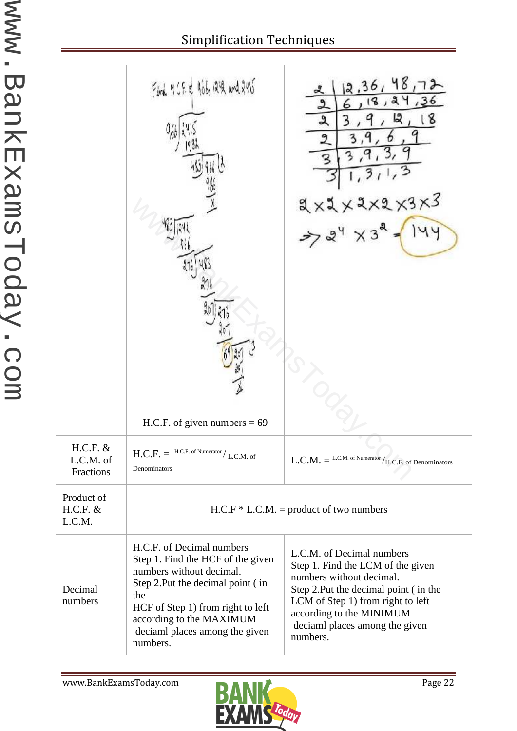| | | |
|---|---|---|
| | Find H.C.F. of 966, 1242 and 2415<br><br>966) 2415 (2<br>1932<br>483) 966 (2<br>966<br>x<br><br>483) 1242 (2<br>966<br>276) 483 (1<br>276<br>207) 276 (1<br>207<br>69) 207 (3<br>207<br>x<br><br>H.C.F. of given numbers = 69 | 2 \| 12, 36, 48, 72<br>2 \| 6, 18, 24, 36<br>2 \| 3, 9, 12, 18<br>2 \| 3, 9, 6, 9<br>3 \| 3, 9, 3, 9<br>3 \| 1, 3, 1, 3<br><br>$2 \times 2 \times 2 \times 2 \times 3 \times 3$<br>$\Rightarrow 2^4 \times 3^2 = 144$ |
| H.C.F. & L.C.M. of Fractions | H.C.F. = H.C.F. of Numerator / L.C.M. of Denominators | L.C.M. = L.C.M. of Numerator / H.C.F. of Denominators |
| Product of H.C.F. & L.C.M. | H.C.F * L.C.M. = product of two numbers | |
| Decimal numbers | H.C.F. of Decimal numbers<br>Step 1. Find the HCF of the given numbers without decimal.<br>Step 2.Put the decimal point ( in the HCF of Step 1) from right to left according to the MAXIMUM deciaml places among the given numbers. | L.C.M. of Decimal numbers<br>Step 1. Find the LCM of the given numbers without decimal.<br>Step 2.Put the decimal point ( in the LCM of Step 1) from right to left according to the MINIMUM deciaml places among the given numbers. |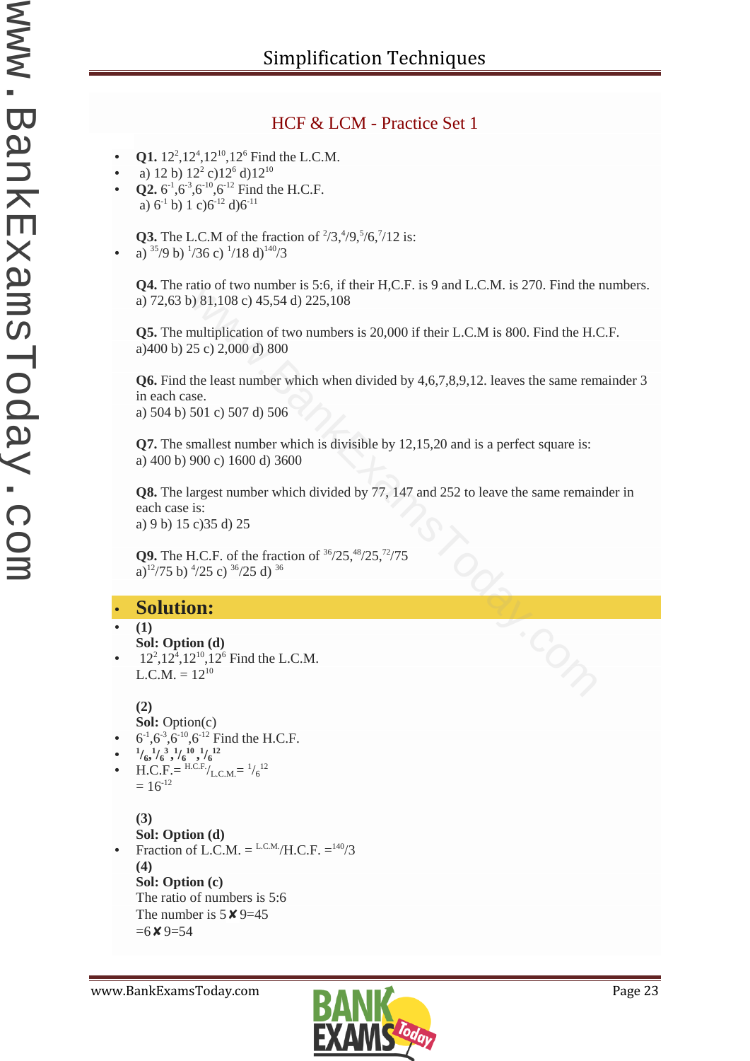## HCF & LCM - Practice Set 1

- **Q1.** $12^2, 12^4, 12^{10}, 12^6$ Find the L.C.M.
- a) 12 b) $12^2$ c) $12^6$ d) $12^{10}$
- **Q2.** $6^{-1}, 6^{-3}, 6^{-10}, 6^{-12}$ Find the H.C.F.

  a) $6^{-1}$ b) 1 c) $6^{-12}$ d) $6^{-11}$

**Q3.** The L.C.M of the fraction of $^2/3, ^4/9, ^5/6, ^7/12$ is:

- a) $^{35}/9$ b) $^1/36$ c) $^1/18$ d) $^{140}/3$

**Q4.** The ratio of two number is 5:6, if their H,C.F. is 9 and L.C.M. is 270. Find the numbers.
a) 72,63 b) 81,108 c) 45,54 d) 225,108

**Q5.** The multiplication of two numbers is 20,000 if their L.C.M is 800. Find the H.C.F.
a) 400 b) 25 c) 2,000 d) 800

**Q6.** Find the least number which when divided by 4,6,7,8,9,12. leaves the same remainder 3 in each case.
a) 504 b) 501 c) 507 d) 506

**Q7.** The smallest number which is divisible by 12,15,20 and is a perfect square is:
a) 400 b) 900 c) 1600 d) 3600

**Q8.** The largest number which divided by 77, 147 and 252 to leave the same remainder in each case is:
a) 9 b) 15 c) 35 d) 25

**Q9.** The H.C.F. of the fraction of $^{36}/25, ^{48}/25, ^{72}/75$
a) $^{12}/75$ b) $^4/25$ c) $^{36}/25$ d) $^{36}$

## Solution:

- **(1)**

  **Sol: Option (d)**
- $12^2, 12^4, 12^{10}, 12^6$ Find the L.C.M.

  L.C.M. = $12^{10}$

**(2)**

**Sol:** Option(c)

- $6^{-1}, 6^{-3}, 6^{-10}, 6^{-12}$ Find the H.C.F.
- $^1/_6, ^1/_{6^3}, ^1/_{6^{10}}, ^1/_{6^{12}}$
- H.C.F.= $^{H.C.F.}/_{L.C.M.}$ = $^1/_{6^{12}}$

  = $16^{-12}$

**(3)**

**Sol: Option (d)**

- Fraction of L.C.M. = $^{L.C.M.}/H.C.F.$ = $^{140}/3$

**(4)**

**Sol: Option (c)**

The ratio of numbers is 5:6

The number is 5 ✘ 9=45

=6 ✘ 9=54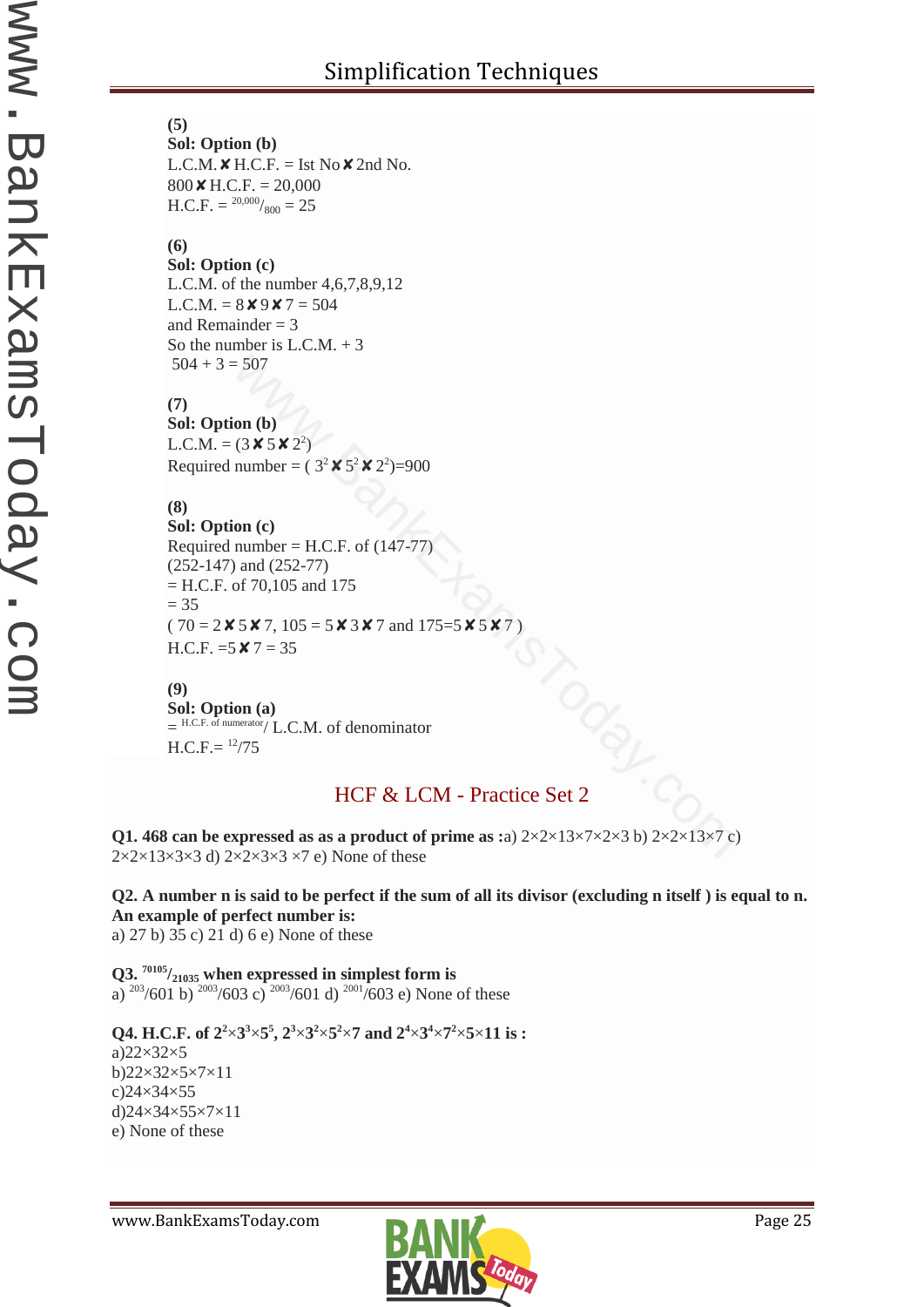**(5)**
**Sol: Option (b)**
L.C.M. ✘ H.C.F. = Ist No ✘ 2nd No.
800 ✘ H.C.F. = 20,000
H.C.F. = $^{20,000}/_{800}$ = 25

**(6)**
**Sol: Option (c)**
L.C.M. of the number 4,6,7,8,9,12
L.C.M. = 8 ✘ 9 ✘ 7 = 504
and Remainder = 3
So the number is L.C.M. + 3
504 + 3 = 507

**(7)**
**Sol: Option (b)**
L.C.M. = (3 ✘ 5 ✘ $2^2$)
Required number = ( $3^2$ ✘ $5^2$ ✘ $2^2$)=900

**(8)**
**Sol: Option (c)**
Required number = H.C.F. of (147-77)
(252-147) and (252-77)
= H.C.F. of 70,105 and 175
= 35
( 70 = 2 ✘ 5 ✘ 7, 105 = 5 ✘ 3 ✘ 7 and 175=5 ✘ 5 ✘ 7 )
H.C.F. =5 ✘ 7 = 35

**(9)**
**Sol: Option (a)**
= $^{\text{H.C.F. of numerator}}$/ L.C.M. of denominator
H.C.F.= $^{12}/75$

## HCF & LCM - Practice Set 2

**Q1. 468 can be expressed as as a product of prime as :**a) 2×2×13×7×2×3 b) 2×2×13×7 c) 2×2×13×3×3 d) 2×2×3×3 ×7 e) None of these

**Q2. A number n is said to be perfect if the sum of all its divisor (excluding n itself ) is equal to n. An example of perfect number is:**
a) 27 b) 35 c) 21 d) 6 e) None of these

**Q3. $^{70105}/_{21035}$ when expressed in simplest form is**
a) $^{203}/601$ b) $^{2003}/603$ c) $^{2003}/601$ d) $^{2001}/603$ e) None of these

**Q4. H.C.F. of $2^2×3^3×5^5$, $2^3×3^2×5^2×7$ and $2^4×3^4×7^2×5×11$ is :**
a)22×32×5
b)22×32×5×7×11
c)24×34×55
d)24×34×55×7×11
e) None of these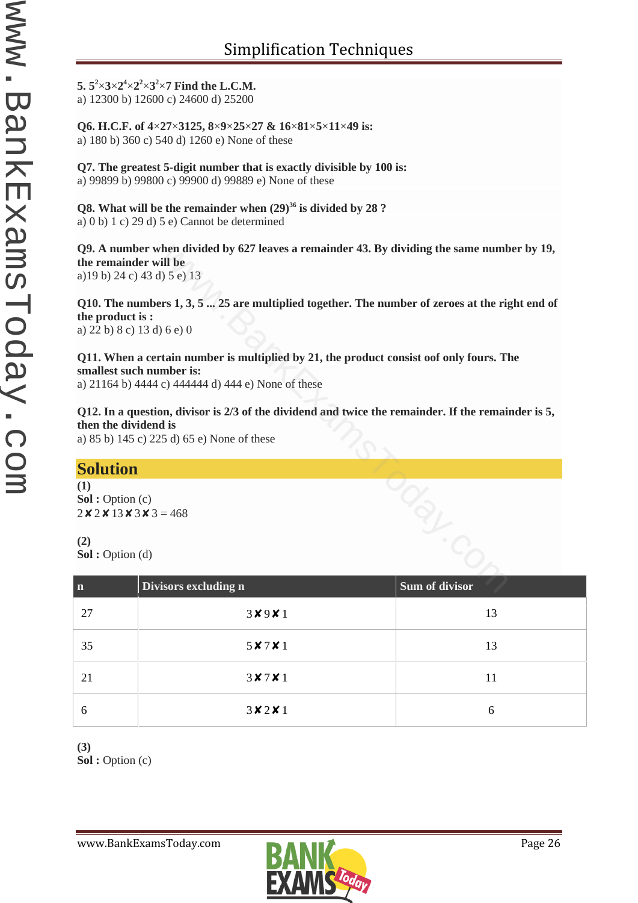**5. $5^2 \times 3 \times 2^4 \times 2^2 \times 3^2 \times 7$ Find the L.C.M.**
a) 12300 b) 12600 c) 24600 d) 25200

**Q6. H.C.F. of 4×27×3125, 8×9×25×27 & 16×81×5×11×49 is:**
a) 180 b) 360 c) 540 d) 1260 e) None of these

**Q7. The greatest 5-digit number that is exactly divisible by 100 is:**
a) 99899 b) 99800 c) 99900 d) 99889 e) None of these

**Q8. What will be the remainder when $(29)^{36}$ is divided by 28 ?**
a) 0 b) 1 c) 29 d) 5 e) Cannot be determined

**Q9. A number when divided by 627 leaves a remainder 43. By dividing the same number by 19, the remainder will be**
a)19 b) 24 c) 43 d) 5 e) 13

**Q10. The numbers 1, 3, 5 ... 25 are multiplied together. The number of zeroes at the right end of the product is :**
a) 22 b) 8 c) 13 d) 6 e) 0

**Q11. When a certain number is multiplied by 21, the product consist oof only fours. The smallest such number is:**
a) 21164 b) 4444 c) 444444 d) 444 e) None of these

**Q12. In a question, divisor is 2/3 of the dividend and twice the remainder. If the remainder is 5, then the dividend is**
a) 85 b) 145 c) 225 d) 65 e) None of these

## Solution

**(1)**
**Sol :** Option (c)
2 ✘ 2 ✘ 13 ✘ 3 ✘ 3 = 468

**(2)**
**Sol :** Option (d)

| n | Divisors excluding n | Sum of divisor |
|---|---|---|
| 27 | 3 ✘ 9 ✘ 1 | 13 |
| 35 | 5 ✘ 7 ✘ 1 | 13 |
| 21 | 3 ✘ 7 ✘ 1 | 11 |
| 6 | 3 ✘ 2 ✘ 1 | 6 |

**(3)**
**Sol :** Option (c)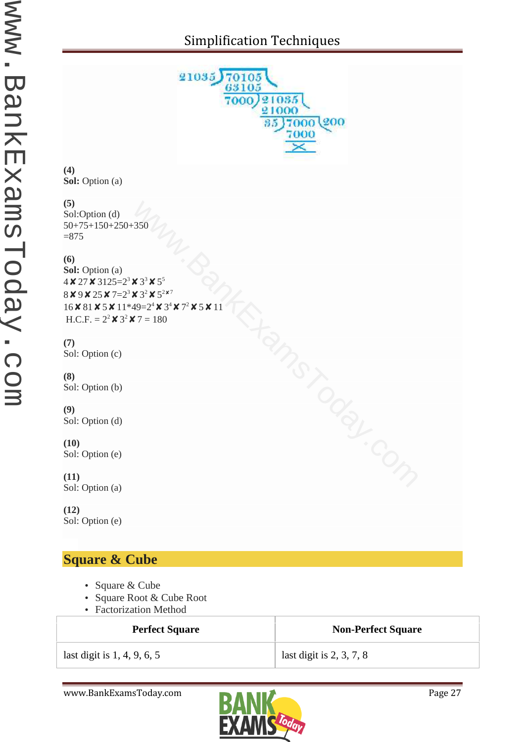21035 ) 70105 (
63105
7000 ) 21035 (
21000
35 ) 7000 ( 200
7000
×

**(4)**
**Sol:** Option (a)

**(5)**
Sol:Option (d)
50+75+150+250+350
=875

**(6)**
**Sol:** Option (a)
$4 \times 27 \times 3125 = 2^3 \times 3^3 \times 5^5$
$8 \times 9 \times 25 \times 7 = 2^3 \times 3^2 \times 5^2 \times 7$
$16 \times 81 \times 5 \times 11 * 49 = 2^4 \times 3^4 \times 7^2 \times 5 \times 11$
H.C.F. = $2^2 \times 3^2 \times 7 = 180$

**(7)**
Sol: Option (c)

**(8)**
Sol: Option (b)

**(9)**
Sol: Option (d)

**(10)**
Sol: Option (e)

**(11)**
Sol: Option (a)

**(12)**
Sol: Option (e)

## Square & Cube

- Square & Cube
- Square Root & Cube Root
- Factorization Method

| Perfect Square | Non-Perfect Square |
|---|---|
| last digit is 1, 4, 9, 6, 5 | last digit is 2, 3, 7, 8 |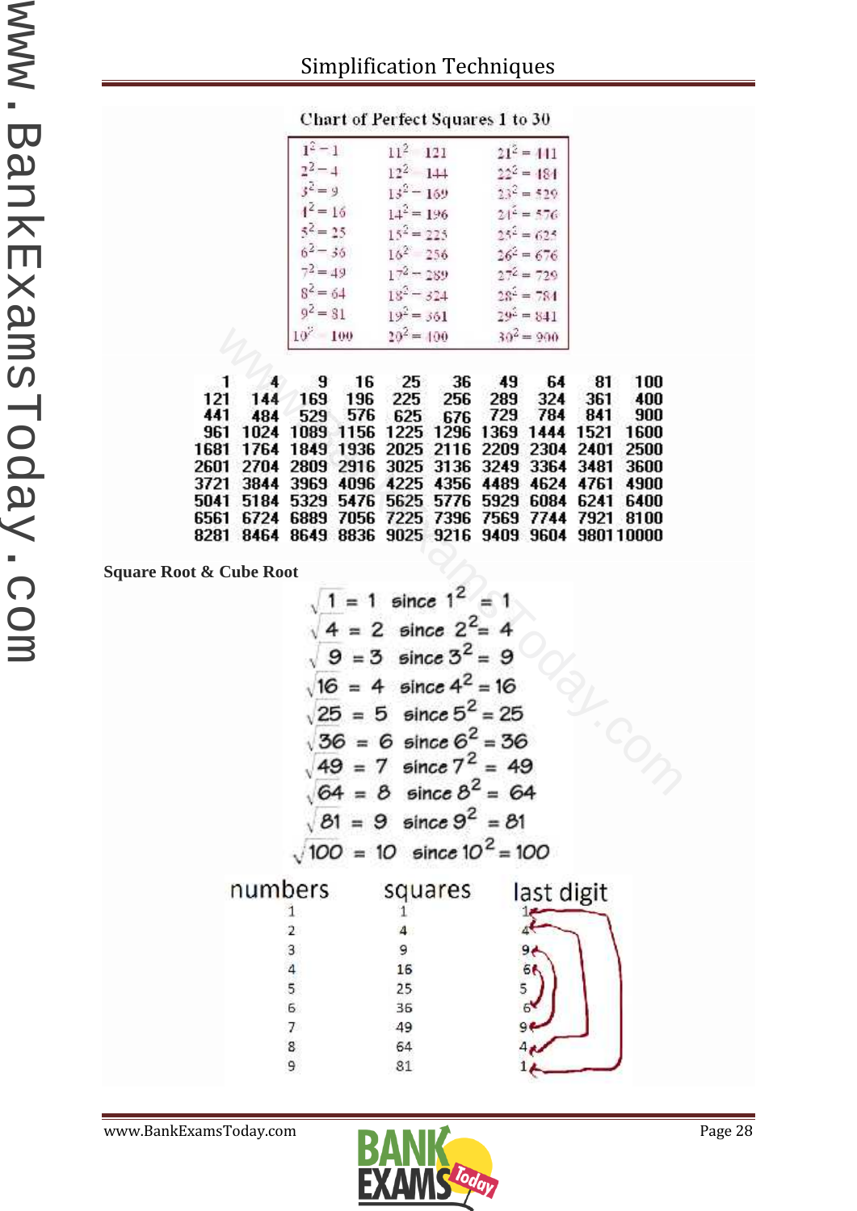Chart of Perfect Squares 1 to 30

| | | |
|---|---|---|
| $1^2 = 1$ | $11^2 = 121$ | $21^2 = 441$ |
| $2^2 = 4$ | $12^2 = 144$ | $22^2 = 484$ |
| $3^2 = 9$ | $13^2 = 169$ | $23^2 = 529$ |
| $4^2 = 16$ | $14^2 = 196$ | $24^2 = 576$ |
| $5^2 = 25$ | $15^2 = 225$ | $25^2 = 625$ |
| $6^2 = 36$ | $16^2 = 256$ | $26^2 = 676$ |
| $7^2 = 49$ | $17^2 = 289$ | $27^2 = 729$ |
| $8^2 = 64$ | $18^2 = 324$ | $28^2 = 784$ |
| $9^2 = 81$ | $19^2 = 361$ | $29^2 = 841$ |
| $10^2 = 100$ | $20^2 = 400$ | $30^2 = 900$ |

| | | | | | | | | | |
|---|---|---|---|---|---|---|---|---|---|
| 1 | 4 | 9 | 16 | 25 | 36 | 49 | 64 | 81 | 100 |
| 121 | 144 | 169 | 196 | 225 | 256 | 289 | 324 | 361 | 400 |
| 441 | 484 | 529 | 576 | 625 | 676 | 729 | 784 | 841 | 900 |
| 961 | 1024 | 1089 | 1156 | 1225 | 1296 | 1369 | 1444 | 1521 | 1600 |
| 1681 | 1764 | 1849 | 1936 | 2025 | 2116 | 2209 | 2304 | 2401 | 2500 |
| 2601 | 2704 | 2809 | 2916 | 3025 | 3136 | 3249 | 3364 | 3481 | 3600 |
| 3721 | 3844 | 3969 | 4096 | 4225 | 4356 | 4489 | 4624 | 4761 | 4900 |
| 5041 | 5184 | 5329 | 5476 | 5625 | 5776 | 5929 | 6084 | 6241 | 6400 |
| 6561 | 6724 | 6889 | 7056 | 7225 | 7396 | 7569 | 7744 | 7921 | 8100 |
| 8281 | 8464 | 8649 | 8836 | 9025 | 9216 | 9409 | 9604 | 9801 | 10000 |

**Square Root & Cube Root**

$\sqrt{1} = 1$ since $1^2 = 1$

$\sqrt{4} = 2$ since $2^2 = 4$

$\sqrt{9} = 3$ since $3^2 = 9$

$\sqrt{16} = 4$ since $4^2 = 16$

$\sqrt{25} = 5$ since $5^2 = 25$

$\sqrt{36} = 6$ since $6^2 = 36$

$\sqrt{49} = 7$ since $7^2 = 49$

$\sqrt{64} = 8$ since $8^2 = 64$

$\sqrt{81} = 9$ since $9^2 = 81$

$\sqrt{100} = 10$ since $10^2 = 100$

| numbers | squares | last digit |
|---|---|---|
| 1 | 1 | 1 |
| 2 | 4 | 4 |
| 3 | 9 | 9 |
| 4 | 16 | 6 |
| 5 | 25 | 5 |
| 6 | 36 | 6 |
| 7 | 49 | 9 |
| 8 | 64 | 4 |
| 9 | 81 | 1 |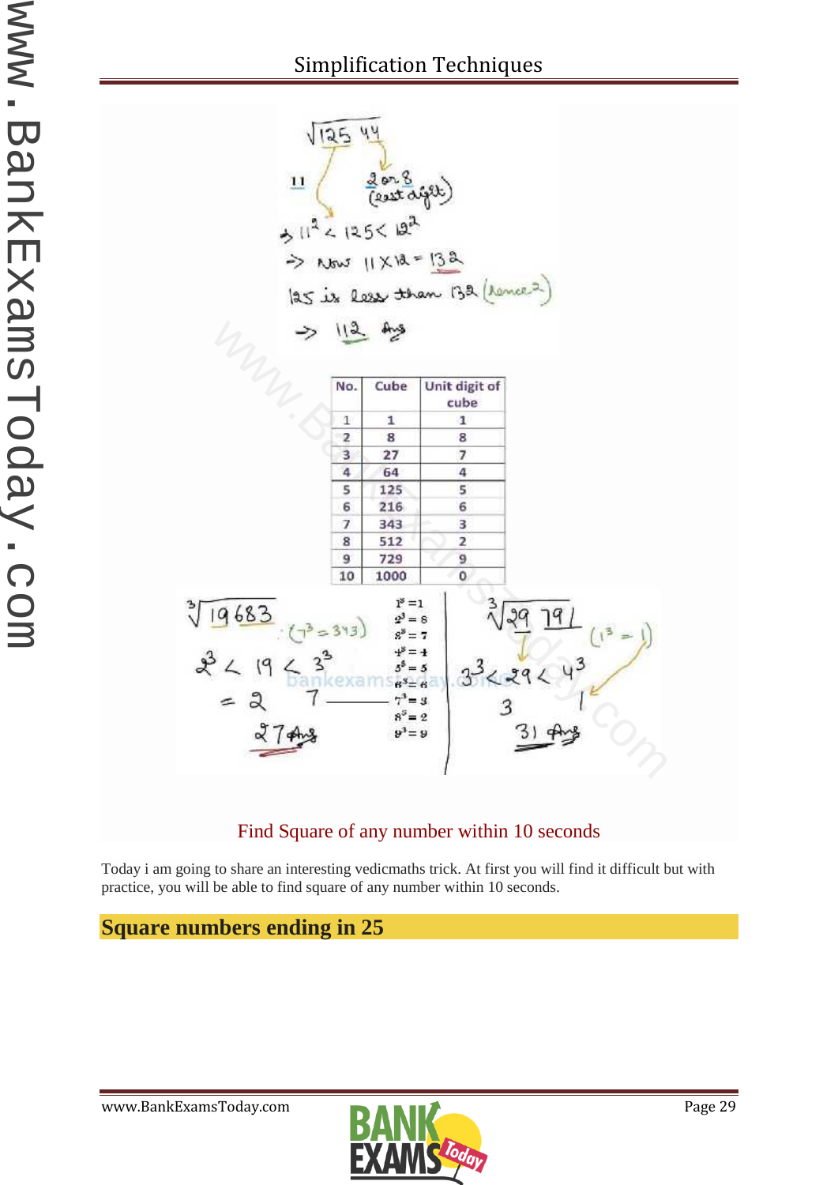$\sqrt{12544}$

11 &nbsp;&nbsp;&nbsp;&nbsp; 2 or 8 (last digit)

$\Rightarrow 11^2 < 125 < 12^2$

$\Rightarrow$ Now $11 \times 12 = 132$

125 is less than 132 (hence 2)

$\Rightarrow$ 112 Ans

| No. | Cube | Unit digit of cube |
|---|---|---|
| 1 | 1 | 1 |
| 2 | 8 | 8 |
| 3 | 27 | 7 |
| 4 | 64 | 4 |
| 5 | 125 | 5 |
| 6 | 216 | 6 |
| 7 | 343 | 3 |
| 8 | 512 | 2 |
| 9 | 729 | 9 |
| 10 | 1000 | 0 |

$\sqrt[3]{19683}$ &nbsp;&nbsp; $(7^3 = 343)$

$2^3 < 19 < 3^3$

$= 2$ &nbsp;&nbsp; 7

27 Ans

$1^3 = 1$
$2^3 = 8$
$3^3 = 7$
$4^3 = 4$
$5^3 = 5$
$6^3 = 6$
$7^3 = 3$
$8^3 = 2$
$9^3 = 9$

$\sqrt[3]{29791}$ &nbsp;&nbsp; $(1^3 = 1)$

$3^3 < 29 < 4^3$

3 &nbsp;&nbsp; 1

31 Ans

Find Square of any number within 10 seconds

Today i am going to share an interesting vedicmaths trick. At first you will find it difficult but with practice, you will be able to find square of any number within 10 seconds.

## Square numbers ending in 25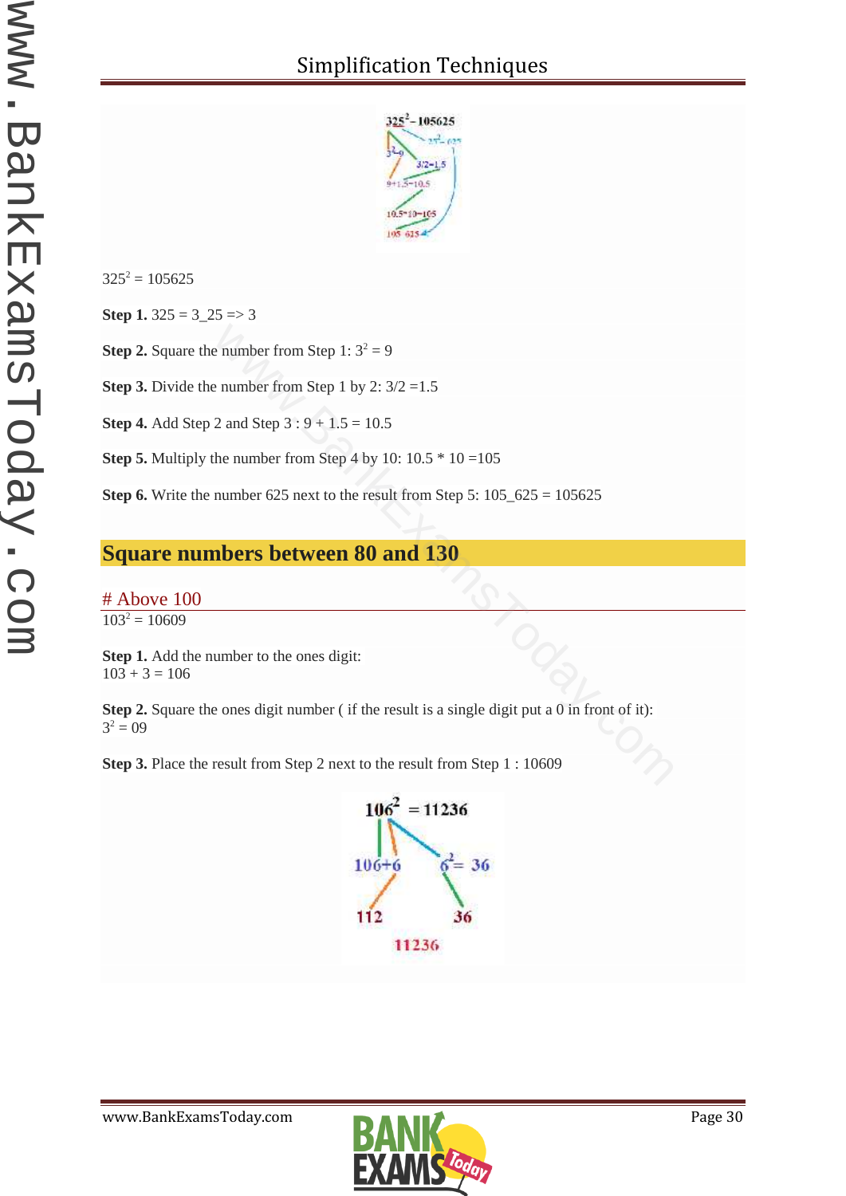$325^2 = 105625$

**Step 1.** 325 = 3_25 => 3

**Step 2.** Square the number from Step 1: $3^2 = 9$

**Step 3.** Divide the number from Step 1 by 2: 3/2 =1.5

**Step 4.** Add Step 2 and Step 3 : 9 + 1.5 = 10.5

**Step 5.** Multiply the number from Step 4 by 10: 10.5 * 10 =105

**Step 6.** Write the number 625 next to the result from Step 5: 105_625 = 105625

## Square numbers between 80 and 130

### # Above 100

$103^2 = 10609$

**Step 1.** Add the number to the ones digit:
103 + 3 = 106

**Step 2.** Square the ones digit number ( if the result is a single digit put a 0 in front of it):
$3^2 = 09$

**Step 3.** Place the result from Step 2 next to the result from Step 1 : 10609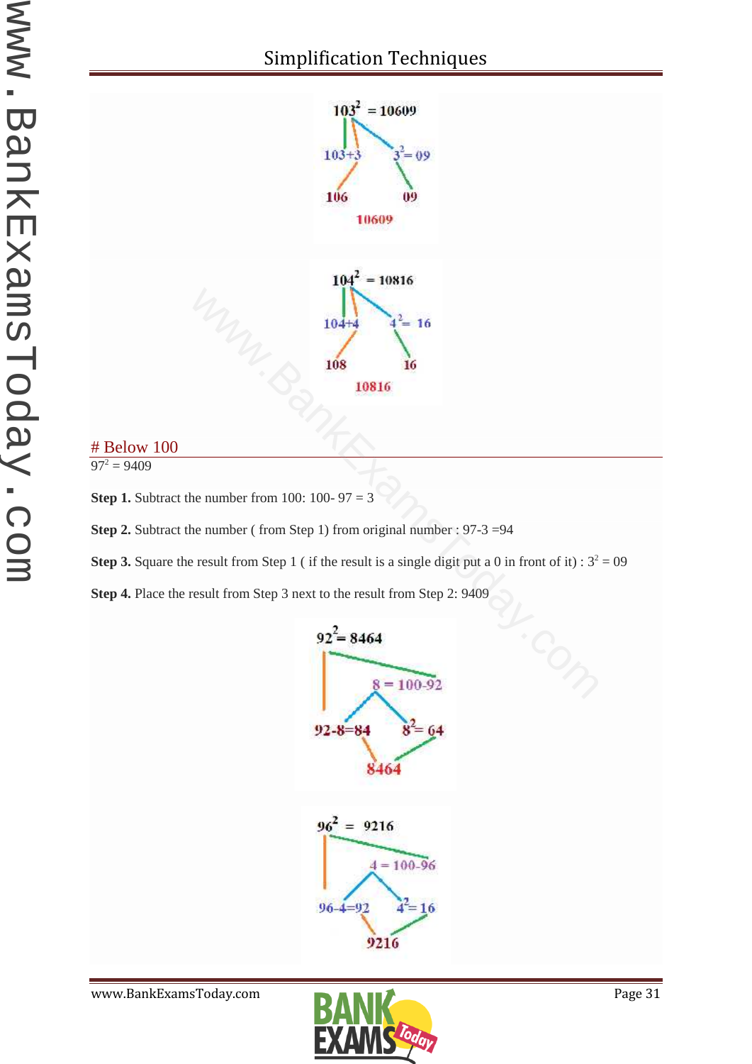$103^2 = 10609$

103+3 → 106

$3^2 = 09$ → 09

10609

$104^2 = 10816$

104+4 → 108

$4^2 = 16$ → 16

10816

# Below 100

$97^2 = 9409$

**Step 1.** Subtract the number from 100: 100- 97 = 3

**Step 2.** Subtract the number ( from Step 1) from original number : 97-3 =94

**Step 3.** Square the result from Step 1 ( if the result is a single digit put a 0 in front of it) : $3^2 = 09$

**Step 4.** Place the result from Step 3 next to the result from Step 2: 9409

$92^2 = 8464$

8 = 100-92

92-8=84

$8^2 = 64$

8464

$96^2 = 9216$

4 = 100-96

96-4=92

$4^2 = 16$

9216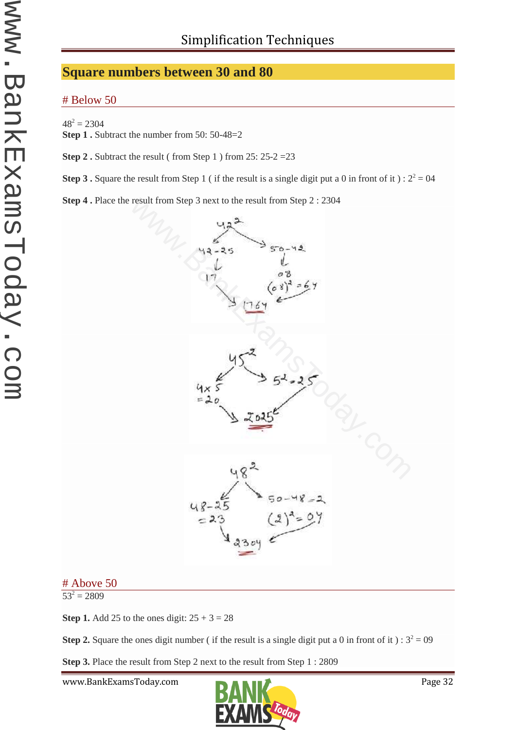## Square numbers between 30 and 80

### # Below 50

$48^2 = 2304$

**Step 1 .** Subtract the number from 50: 50-48=2

**Step 2 .** Subtract the result ( from Step 1 ) from 25: 25-2 =23

**Step 3 .** Square the result from Step 1 ( if the result is a single digit put a 0 in front of it ) : $2^2 = 04$

**Step 4 .** Place the result from Step 3 next to the result from Step 2 : 2304

### # Above 50

$53^2 = 2809$

**Step 1.** Add 25 to the ones digit: 25 + 3 = 28

**Step 2.** Square the ones digit number ( if the result is a single digit put a 0 in front of it ) : $3^2 = 09$

**Step 3.** Place the result from Step 2 next to the result from Step 1 : 2809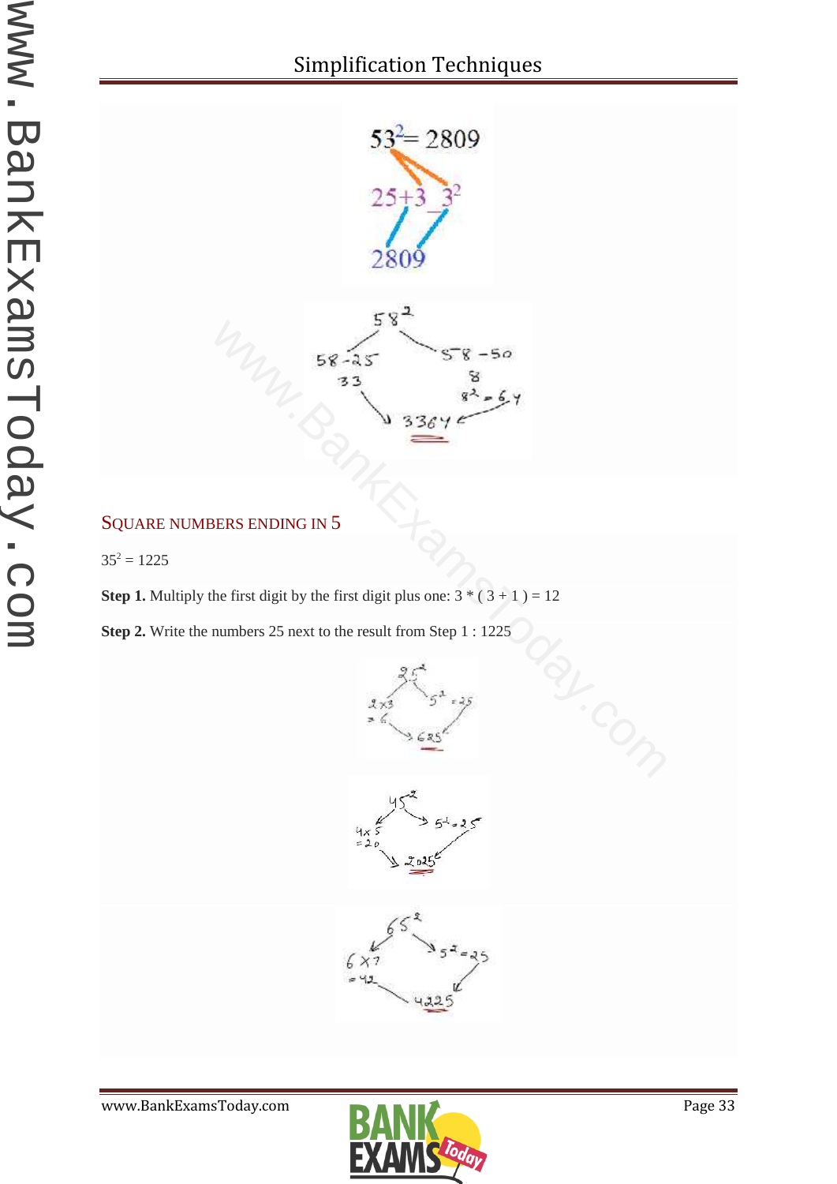$53^2 = 2809$

25+3 $3^2$

2809

$58^2$

58 - 25 = 33

58 - 50 = 8

$8^2 = 64$

3364

## SQUARE NUMBERS ENDING IN 5

$35^2 = 1225$

**Step 1.** Multiply the first digit by the first digit plus one: 3 * ( 3 + 1 ) = 12

**Step 2.** Write the numbers 25 next to the result from Step 1 : 1225

$25^2$

2×3 = 6

$5^2 = 25$

625

$45^2$

4×5 = 20

$5^2 = 25$

2025

$65^2$

6×7 = 42

$5^2 = 25$

4225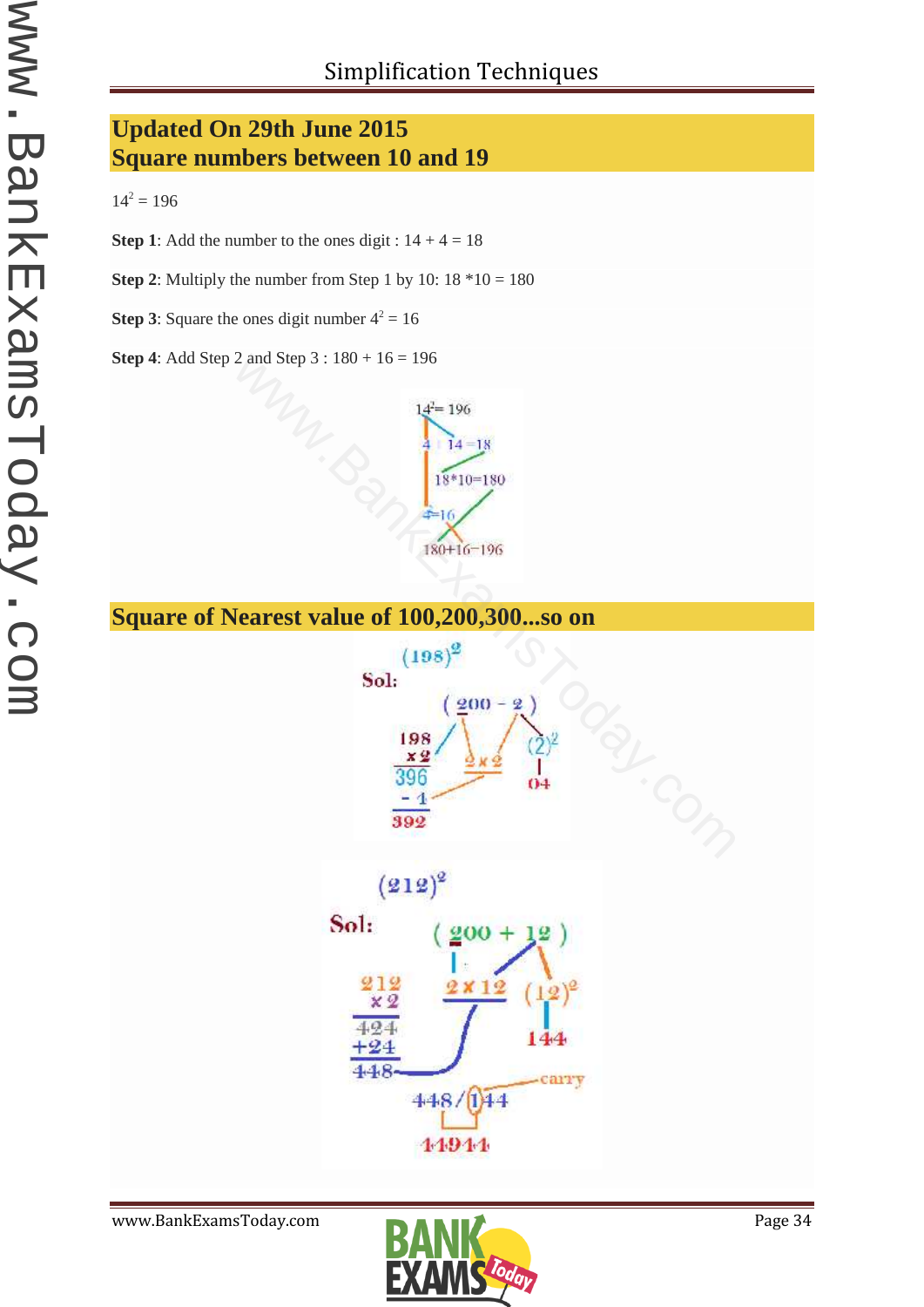## Updated On 29th June 2015
## Square numbers between 10 and 19

$14^2 = 196$

**Step 1**: Add the number to the ones digit : 14 + 4 = 18

**Step 2**: Multiply the number from Step 1 by 10: 18 *10 = 180

**Step 3**: Square the ones digit number $4^2 = 16$

**Step 4**: Add Step 2 and Step 3 : 180 + 16 = 196

$14^2 = 196$

4 | 14 = 18

18*10=180

$4^2$=16

180+16=196

## Square of Nearest value of 100,200,300...so on

$(198)^2$

Sol: (200 − 2)

198 × 2 = 396

396 − 1 = 392

2 × 2

$(2)^2$ = 04

$(212)^2$

Sol: (200 + 12)

212 × 2 = 424

424 + 24 = 448

2 × 12

$(12)^2$ = 144

448 / 1 44 (carry)

44944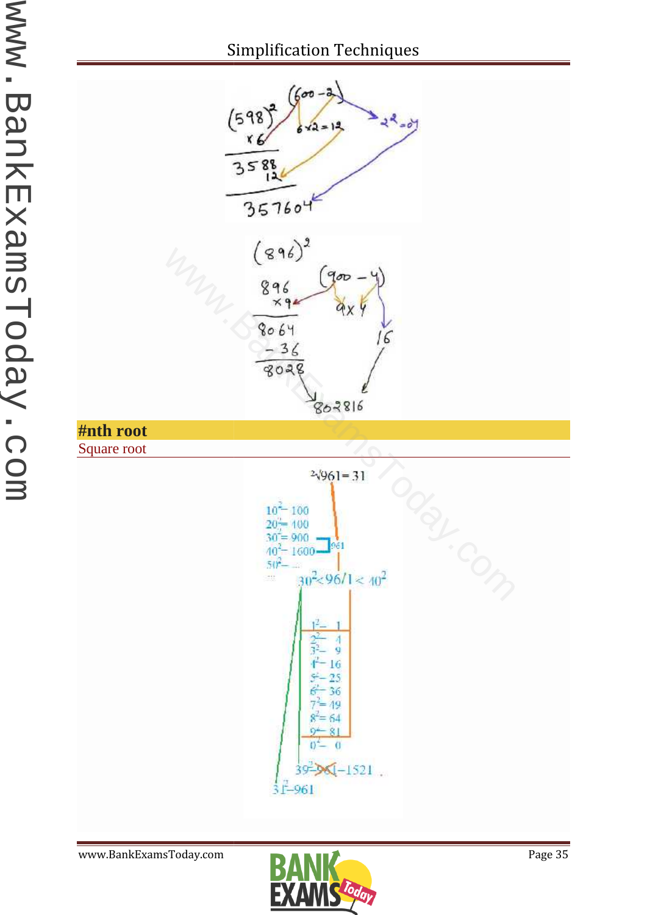$(598)^2$ $(600-2)$

$598 \times 6$ $\quad 6 \times 2 = 12$ $\quad 2^2 = 04$

3588
12

357604

$(896)^2$

$896 \times 9$ $\quad (900-4)$ $\quad 9 \times 4$ $\quad 16$

8064
$-36$

8028

802816

## #nth root

Square root

$\sqrt[2]{961} = 31$

$10^2 - 100$
$20^2 = 400$
$30^2 = 900$
$40^2 - 1600$ ] 961
$50^2 - ...$
...

$30^2 < 96/1 < 40^2$

$1^2 - 1$
$2^2 - 4$
$3^2 - 9$
$4^2 - 16$
$5^2 - 25$
$6^2 - 36$
$7^2 = 49$
$8^2 = 64$
$9^2 - 81$
$0^2 - 0$

$39^2$ ~~961~~ $-1521$

$31^2 - 961$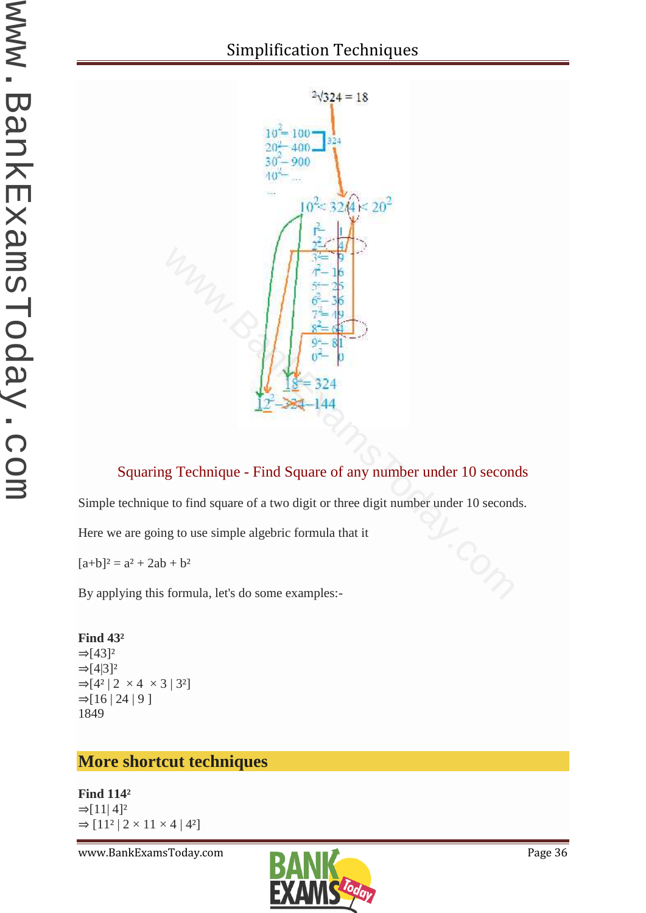$^2\sqrt{324} = 18$

$10^2 = 100$
$20^2 = 400$
$30^2 = 900$
$40^2 = ...$

$10^2 < 324 < 20^2$

$1^2 = 1$
$2^2 = 4$
$3^2 = 9$
$4^2 = 16$
$5^2 = 25$
$6^2 = 36$
$7^2 = 49$
$8^2 = 64$
$9^2 = 81$
$0^2 = 0$

$18^2 = 324$
$12^2 - 324 - 144$

## Squaring Technique - Find Square of any number under 10 seconds

Simple technique to find square of a two digit or three digit number under 10 seconds.

Here we are going to use simple algebric formula that it

$[a+b]^2 = a^2 + 2ab + b^2$

By applying this formula, let's do some examples:-

**Find $43^2$**

$\Rightarrow [43]^2$
$\Rightarrow [4|3]^2$
$\Rightarrow [4^2 \mid 2 \times 4 \times 3 \mid 3^2]$
$\Rightarrow [16 \mid 24 \mid 9]$
1849

## More shortcut techniques

**Find $114^2$**

$\Rightarrow [11|\ 4]^2$
$\Rightarrow [11^2 \mid 2 \times 11 \times 4 \mid 4^2]$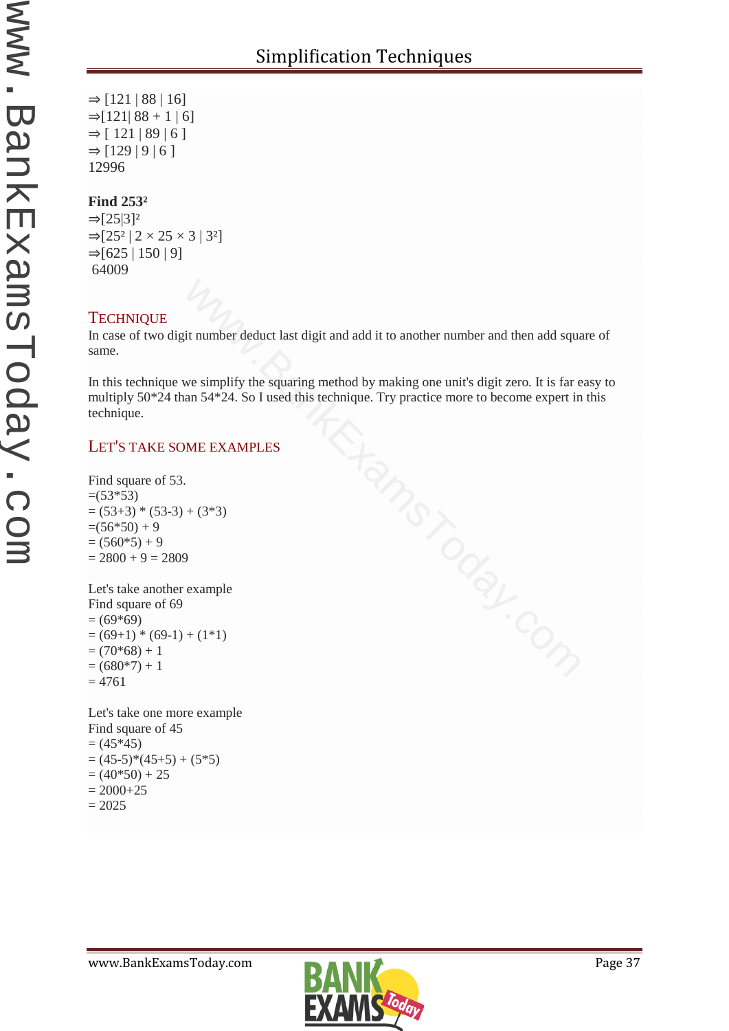⇒ [121 | 88 | 16]
⇒[121| 88 + 1 | 6]
⇒ [ 121 | 89 | 6 ]
⇒ [129 | 9 | 6 ]
12996

**Find $253^2$**
⇒$[25|3]^2$
⇒$[25^2 | 2 \times 25 \times 3 | 3^2]$
⇒[625 | 150 | 9]
64009

## TECHNIQUE

In case of two digit number deduct last digit and add it to another number and then add square of same.

In this technique we simplify the squaring method by making one unit's digit zero. It is far easy to multiply 50*24 than 54*24. So I used this technique. Try practice more to become expert in this technique.

## LET'S TAKE SOME EXAMPLES

Find square of 53.
=(53*53)
= (53+3) * (53-3) + (3*3)
=(56*50) + 9
= (560*5) + 9
= 2800 + 9 = 2809

Let's take another example
Find square of 69
= (69*69)
= (69+1) * (69-1) + (1*1)
= (70*68) + 1
= (680*7) + 1
= 4761

Let's take one more example
Find square of 45
= (45*45)
= (45-5)*(45+5) + (5*5)
= (40*50) + 25
= 2000+25
= 2025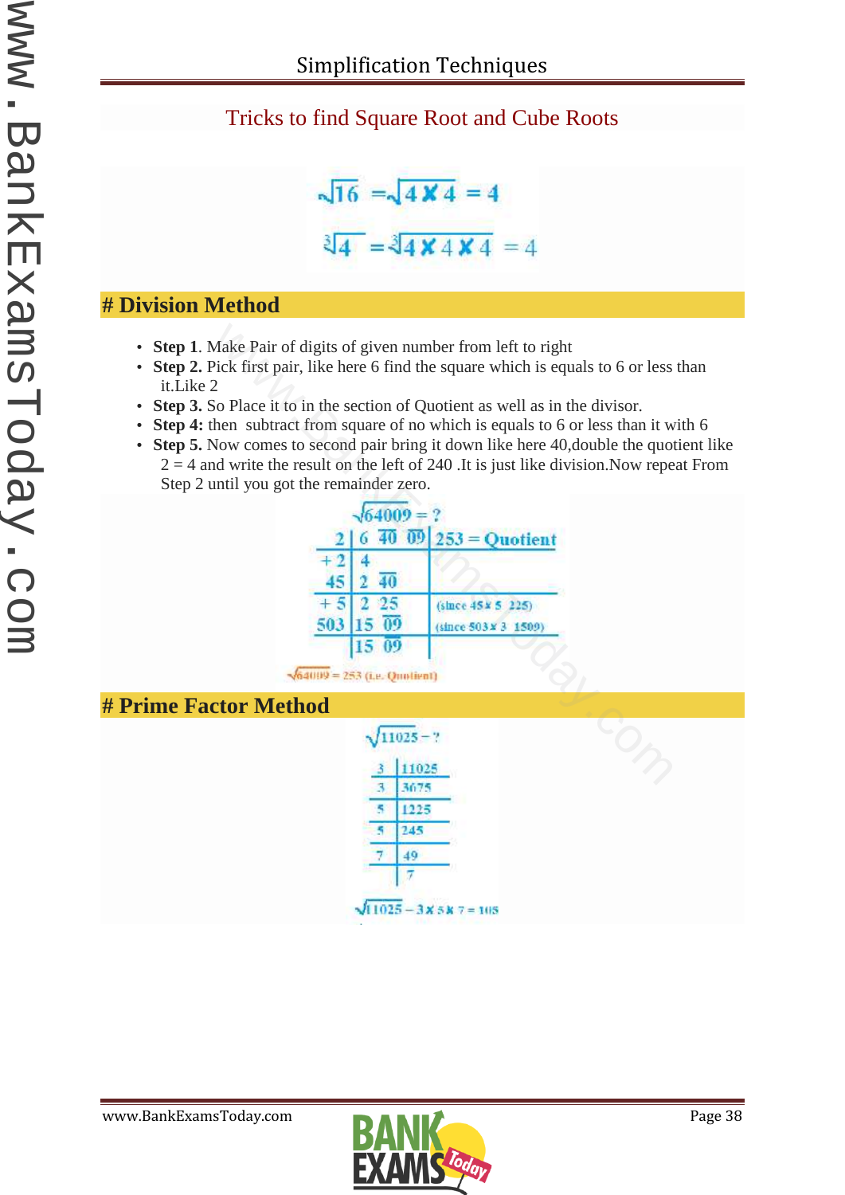## Tricks to find Square Root and Cube Roots

$$\sqrt{16} = \sqrt{4 \times 4} = 4$$

$$\sqrt[3]{4} = \sqrt[3]{4 \times 4 \times 4} = 4$$

# Division Method

- **Step 1**. Make Pair of digits of given number from left to right
- **Step 2.** Pick first pair, like here 6 find the square which is equals to 6 or less than it.Like 2
- **Step 3.** So Place it to in the section of Quotient as well as in the divisor.
- **Step 4:** then subtract from square of no which is equals to 6 or less than it with 6
- **Step 5.** Now comes to second pair bring it down like here 40,double the quotient like 2 = 4 and write the result on the left of 240 .It is just like division.Now repeat From Step 2 until you got the remainder zero.

$\sqrt{64009} = ?$

| Divisor | Dividend | Quotient |
|---|---|---|
| 2 | 6 $\overline{40}$ $\overline{09}$ | 253 = Quotient |
| +2 | 4 | |
| 45 | 2 $\overline{40}$ | |
| +5 | 2 25 | (since 45 × 5 225) |
| 503 | 15 $\overline{09}$ | (since 503 × 3 1509) |
| | 15 09 | |

$\sqrt{64009} = 253$ (i.e. Quotient)

# Prime Factor Method

$\sqrt{11025} = ?$

| | |
|---|---|
| 3 | 11025 |
| 3 | 3675 |
| 5 | 1225 |
| 5 | 245 |
| 7 | 49 |
| | 7 |

$\sqrt{11025} = 3 \times 5 \times 7 = 105$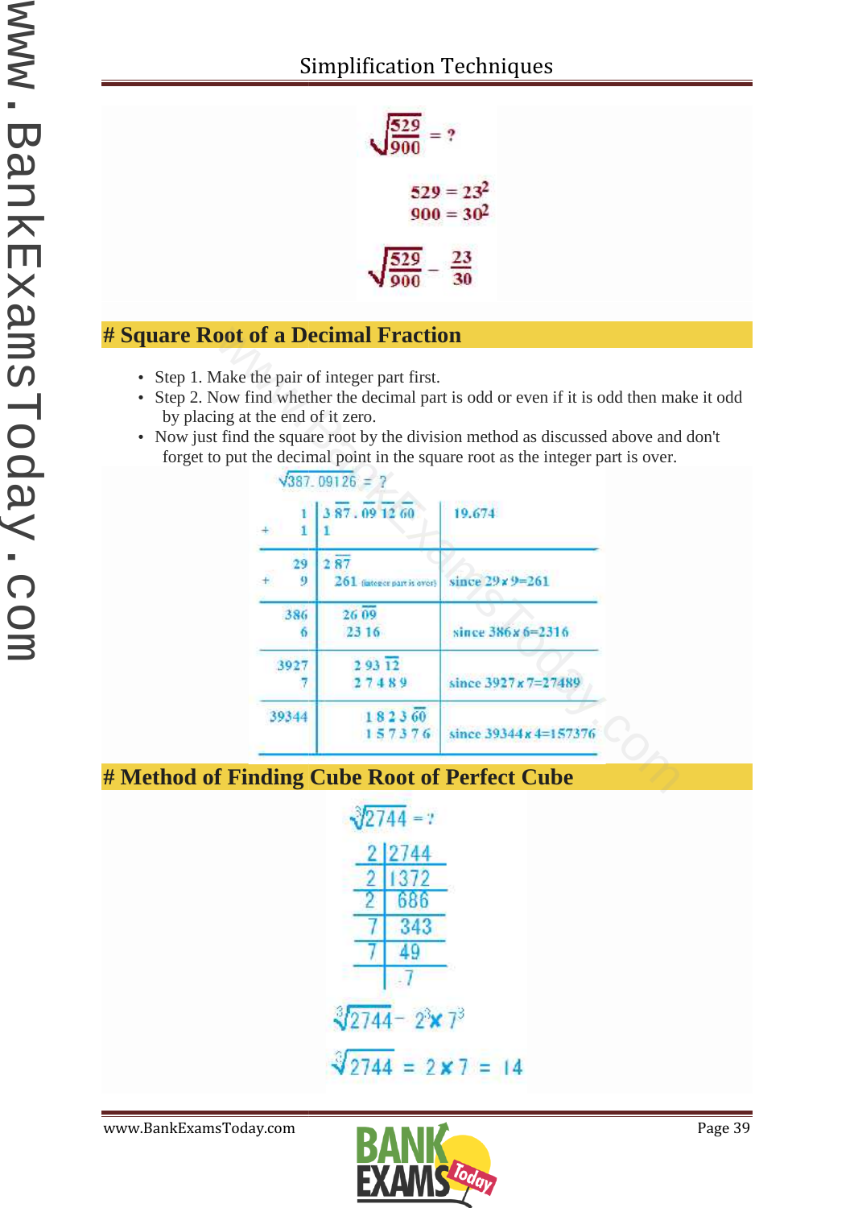$$\sqrt{\frac{529}{900}} = ?$$

$$529 = 23^2$$
$$900 = 30^2$$

$$\sqrt{\frac{529}{900}} = \frac{23}{30}$$

# Square Root of a Decimal Fraction

- Step 1. Make the pair of integer part first.
- Step 2. Now find whether the decimal part is odd or even if it is odd then make it odd by placing at the end of it zero.
- Now just find the square root by the division method as discussed above and don't forget to put the decimal point in the square root as the integer part is over.

$\sqrt{387.09126} = ?$

| Divisor | Dividend | Quotient / Remarks |
|---|---|---|
| 1 | 3 87 . 09 12 60 | 19.674 |
| + 1 | 1 | |
| 29 | 2 87 | |
| + 9 | 261 (integer part is over) | since 29 x 9=261 |
| 386 | 26 09 | |
| 6 | 23 16 | since 386 x 6=2316 |
| 3927 | 2 93 12 | |
| 7 | 2 74 8 9 | since 3927 x 7=27489 |
| 39344 | 1 8 2 3 60 | |
| | 1 5 7 3 7 6 | since 39344 x 4=157376 |

# Method of Finding Cube Root of Perfect Cube

$\sqrt[3]{2744} = ?$

| | |
|---|---|
| 2 | 2744 |
| 2 | 1372 |
| 2 | 686 |
| 7 | 343 |
| 7 | 49 |
| | 7 |

$$\sqrt[3]{2744} = 2^3 \times 7^3$$

$$\sqrt[3]{2744} = 2 \times 7 = 14$$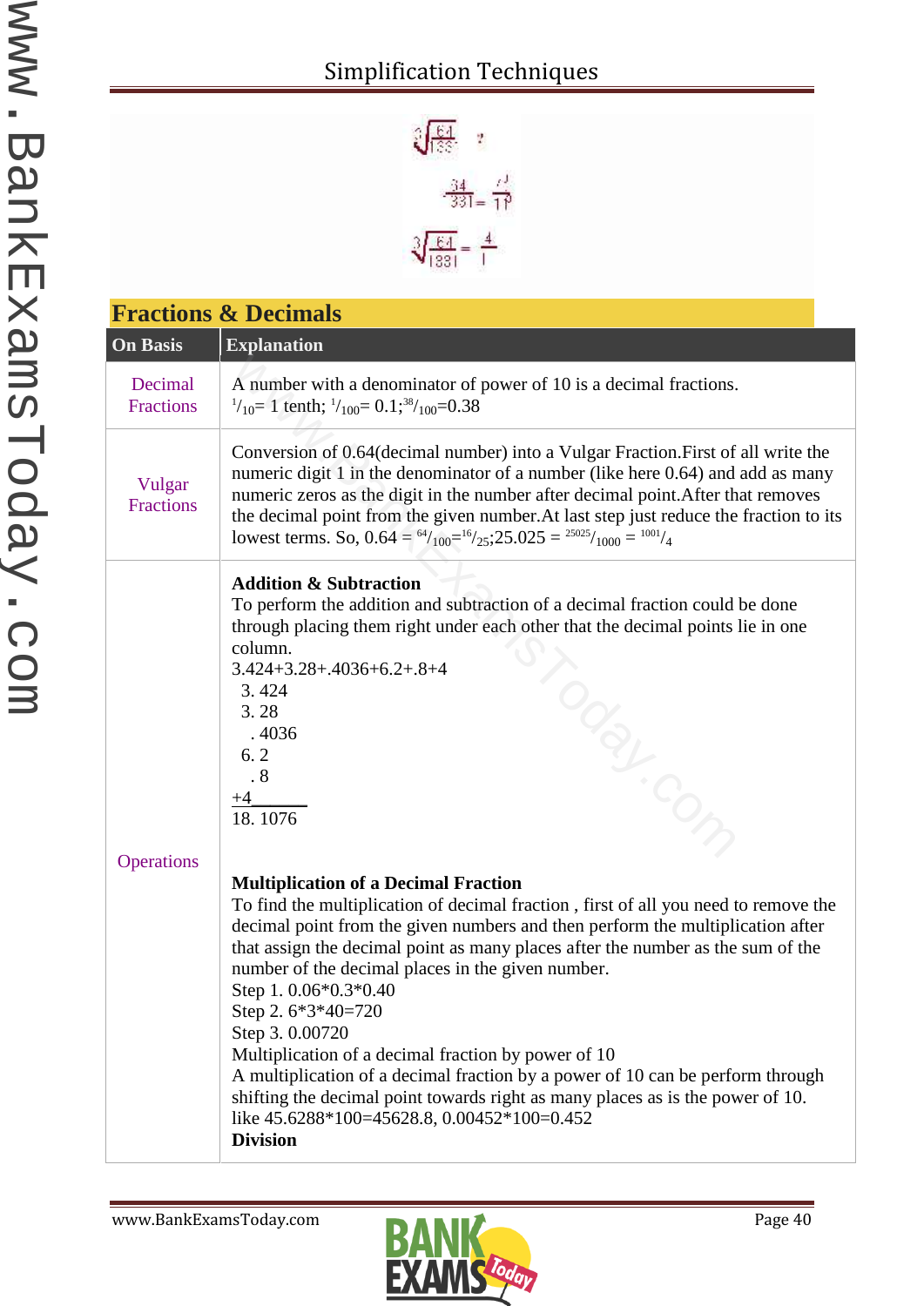$$\sqrt[3]{\frac{64}{1331}} = ?$$

$$\frac{34}{331} = \frac{4}{11}$$

$$\sqrt[3]{\frac{64}{1331}} = \frac{4}{11}$$

## Fractions & Decimals

| On Basis | Explanation |
|---|---|
| Decimal Fractions | A number with a denominator of power of 10 is a decimal fractions. $^1/_{10}$= 1 tenth; $^1/_{100}$= 0.1;$^{38}/_{100}$=0.38 |
| Vulgar Fractions | Conversion of 0.64(decimal number) into a Vulgar Fraction.First of all write the numeric digit 1 in the denominator of a number (like here 0.64) and add as many numeric zeros as the digit in the number after decimal point.After that removes the decimal point from the given number.At last step just reduce the fraction to its lowest terms. So, 0.64 = $^{64}/_{100}$=$^{16}/_{25}$;25.025 = $^{25025}/_{1000}$ = $^{1001}/_4$ |
| Operations | **Addition & Subtraction**<br>To perform the addition and subtraction of a decimal fraction could be done through placing them right under each other that the decimal points lie in one column.<br>3.424+3.28+.4036+6.2+.8+4<br>3. 424<br>3. 28<br>. 4036<br>6. 2<br>. 8<br>+4______<br>18. 1076<br><br>**Multiplication of a Decimal Fraction**<br>To find the multiplication of decimal fraction , first of all you need to remove the decimal point from the given numbers and then perform the multiplication after that assign the decimal point as many places after the number as the sum of the number of the decimal places in the given number.<br>Step 1. 0.06*0.3*0.40<br>Step 2. 6*3*40=720<br>Step 3. 0.00720<br>Multiplication of a decimal fraction by power of 10<br>A multiplication of a decimal fraction by a power of 10 can be perform through shifting the decimal point towards right as many places as is the power of 10.<br>like 45.6288*100=45628.8, 0.00452*100=0.452<br>**Division** |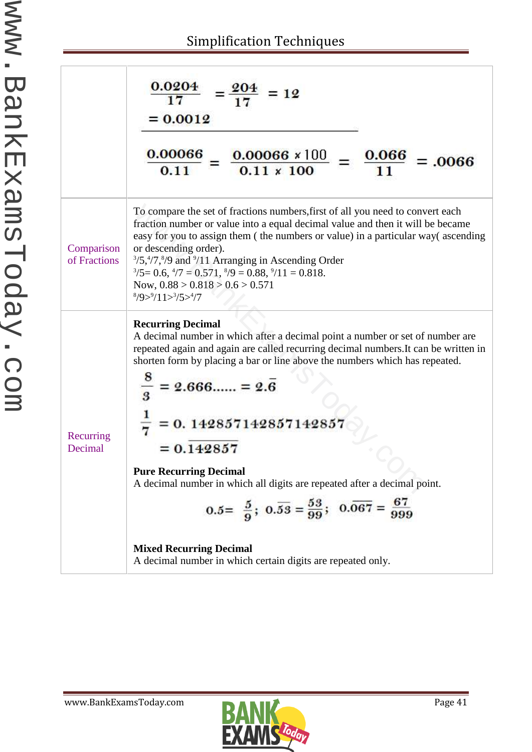| | |
|---|---|
| | $\frac{0.0204}{17} = \frac{204}{17} = 12$ <br> $= 0.0012$ <br><br> $\frac{0.00066}{0.11} = \frac{0.00066 \times 100}{0.11 \times 100} = \frac{0.066}{11} = .0066$ |
| Comparison of Fractions | To compare the set of fractions numbers,first of all you need to convert each fraction number or value into a equal decimal value and then it will be became easy for you to assign them ( the numbers or value) in a particular way( ascending or descending order). <br> $^3/5, ^4/7, ^8/9$ and $^9/11$ Arranging in Ascending Order <br> $^3/5 = 0.6$, $^4/7 = 0.571$, $^8/9 = 0.88$, $^9/11 = 0.818$. <br> Now, 0.88 > 0.818 > 0.6 > 0.571 <br> $^8/9 > ^9/11 > ^3/5 > ^4/7$ |
| Recurring Decimal | **Recurring Decimal** <br> A decimal number in which after a decimal point a number or set of number are repeated again and again are called recurring decimal numbers.It can be written in shorten form by placing a bar or line above the numbers which has repeated. <br> $\frac{8}{3} = 2.666...... = 2.\bar{6}$ <br> $\frac{1}{7} = 0.142857142857142857$ <br> $= 0.\overline{142857}$ <br><br> **Pure Recurring Decimal** <br> A decimal number in which all digits are repeated after a decimal point. <br> $0.\bar{5} = \frac{5}{9}$; $0.\overline{53} = \frac{53}{99}$; $0.\overline{067} = \frac{67}{999}$ <br><br> **Mixed Recurring Decimal** <br> A decimal number in which certain digits are repeated only. |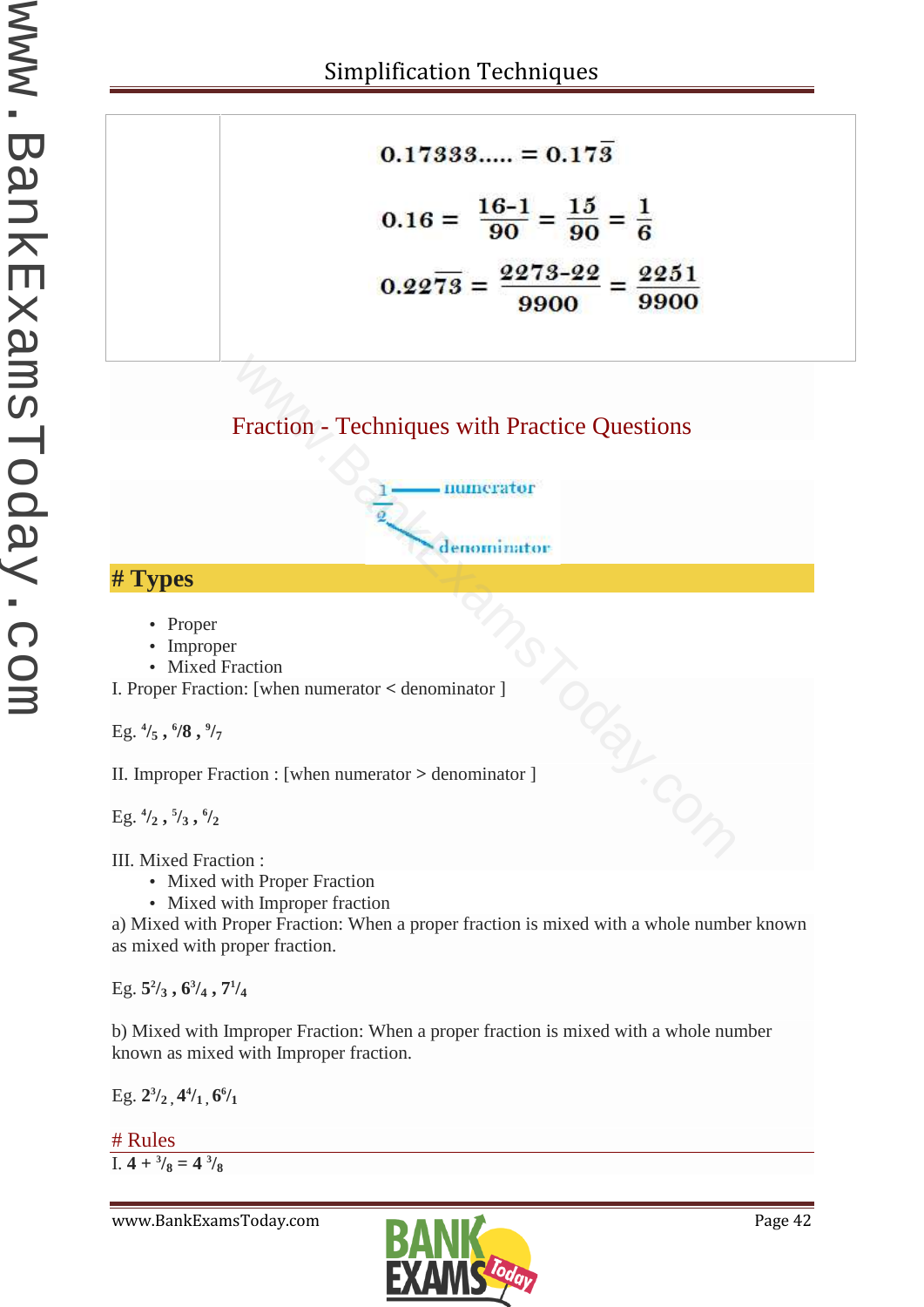$$0.17333..... = 0.17\overline{3}$$

$$0.1\overline{6} = \frac{16-1}{90} = \frac{15}{90} = \frac{1}{6}$$

$$0.22\overline{73} = \frac{2273-22}{9900} = \frac{2251}{9900}$$

## Fraction - Techniques with Practice Questions

$\frac{1}{2}$ — 1: numerator, 2: denominator

## # Types

- Proper
- Improper
- Mixed Fraction

I. Proper Fraction: [when numerator < denominator ]

Eg. $^4/_5$ , $^6/8$ , $^9/_7$

II. Improper Fraction : [when numerator > denominator ]

Eg. $^4/_2$ , $^5/_3$ , $^6/_2$

III. Mixed Fraction :

- Mixed with Proper Fraction
- Mixed with Improper fraction

a) Mixed with Proper Fraction: When a proper fraction is mixed with a whole number known as mixed with proper fraction.

Eg. $5^2/_3$ , $6^3/_4$ , $7^1/_4$

b) Mixed with Improper Fraction: When a proper fraction is mixed with a whole number known as mixed with Improper fraction.

Eg. $2^3/_2$ , $4^4/_1$ , $6^6/_1$

# Rules

I. $4 + {^3/_8} = 4\,{^3/_8}$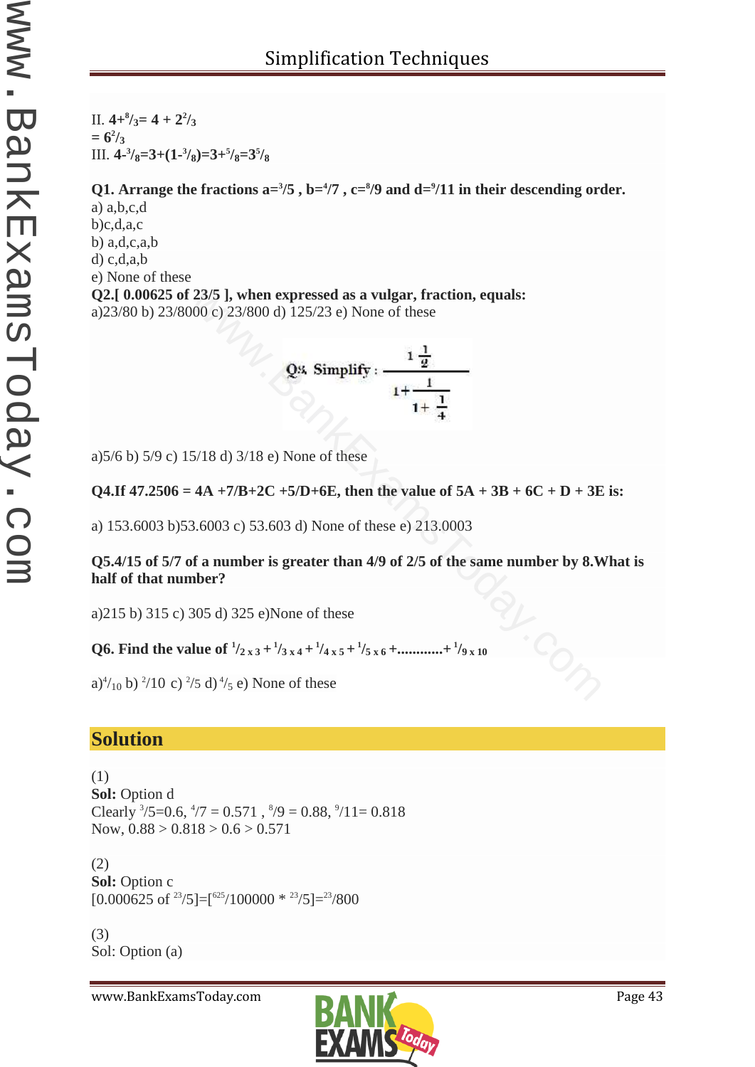II. $4+{}^{8}/_{3}= 4 + 2^{2}/_{3}$
$= 6^{2}/_{3}$
III. $4-{}^{3}/_{8}=3+(1-{}^{3}/_{8})=3+{}^{5}/_{8}=3^{5}/_{8}$

**Q1. Arrange the fractions a=$^{3}/5$ , b=$^{4}/7$ , c=$^{8}/9$ and d=$^{9}/11$ in their descending order.**
a) a,b,c,d
b)c,d,a,c
b) a,d,c,a,b
d) c,d,a,b
e) None of these

**Q2.[ 0.00625 of 23/5 ], when expressed as a vulgar, fraction, equals:**
a)23/80 b) 23/8000 c) 23/800 d) 125/23 e) None of these

Q3. Simplify : $\dfrac{1\frac{1}{2}}{1+\dfrac{1}{1+\dfrac{1}{4}}}$

a)5/6 b) 5/9 c) 15/18 d) 3/18 e) None of these

**Q4.If 47.2506 = 4A +7/B+2C +5/D+6E, then the value of 5A + 3B + 6C + D + 3E is:**

a) 153.6003 b)53.6003 c) 53.603 d) None of these e) 213.0003

**Q5.4/15 of 5/7 of a number is greater than 4/9 of 2/5 of the same number by 8.What is half of that number?**

a)215 b) 315 c) 305 d) 325 e)None of these

**Q6. Find the value of $^{1}/_{2 \times 3} + {}^{1}/_{3 \times 4} + {}^{1}/_{4 \times 5} + {}^{1}/_{5 \times 6} + \ldots\ldots\ldots\ldots + {}^{1}/_{9 \times 10}$**

a)$^{4}/_{10}$ b) $^{2}/10$ c) $^{2}/5$ d) $^{4}/_{5}$ e) None of these

## Solution

(1)
**Sol:** Option d
Clearly $^{3}/5$=0.6, $^{4}/7$ = 0.571 , $^{8}/9$ = 0.88, $^{9}/11$= 0.818
Now, 0.88 > 0.818 > 0.6 > 0.571

(2)
**Sol:** Option c
[0.000625 of $^{23}/5$]=[$^{625}/100000$ * $^{23}/5$]=$^{23}/800$

(3)
Sol: Option (a)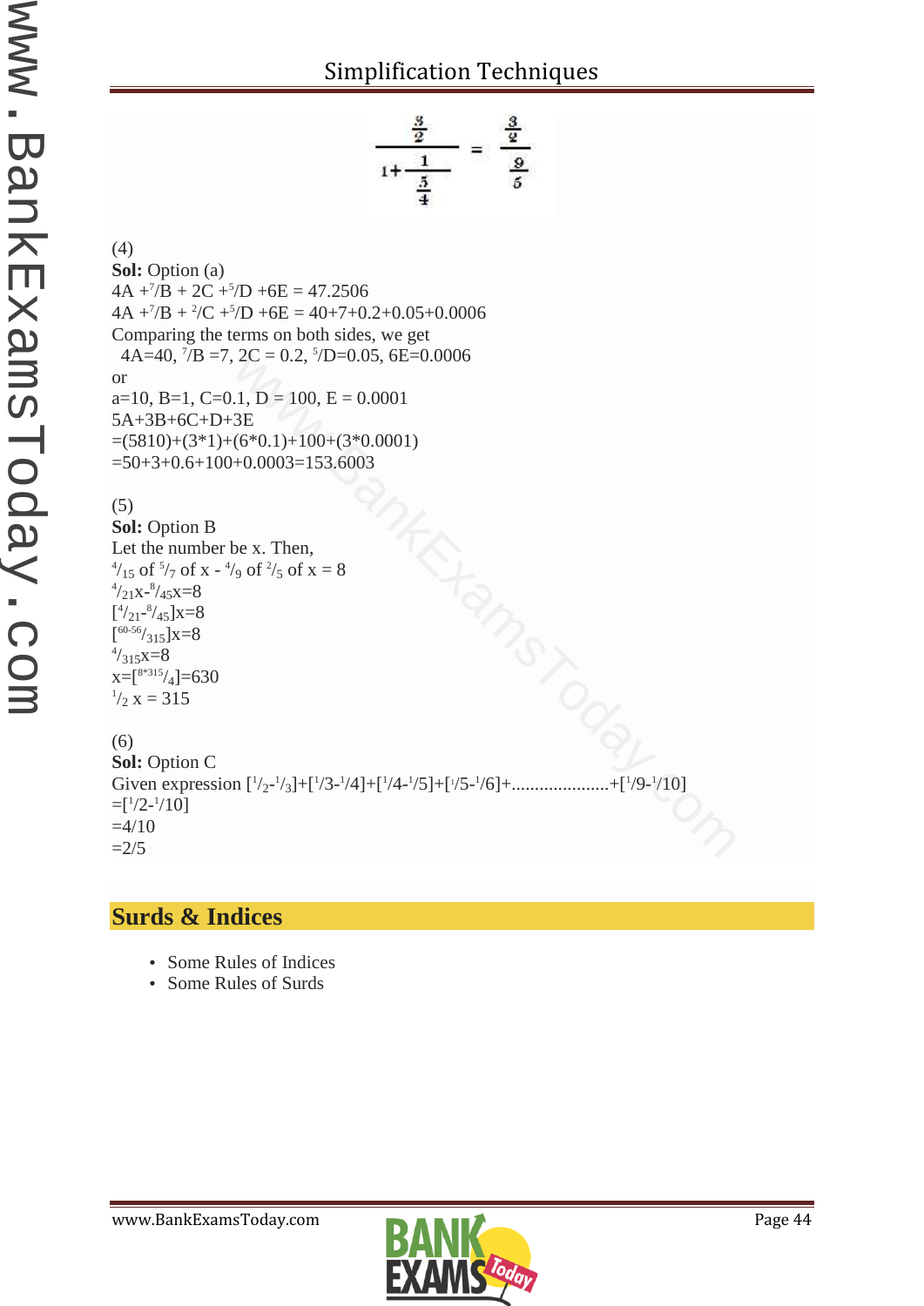$$\frac{\frac{3}{2}}{1+\frac{1}{\frac{5}{4}}} = \frac{\frac{3}{2}}{\frac{9}{5}}$$

(4)

**Sol:** Option (a)

$4A + {}^7/B + 2C + {}^5/D + 6E = 47.2506$

$4A + {}^7/B + {}^2/C + {}^5/D + 6E = 40+7+0.2+0.05+0.0006$

Comparing the terms on both sides, we get

$4A=40,\ {}^7/B = 7,\ 2C = 0.2,\ {}^5/D=0.05,\ 6E=0.0006$

or

$a=10,\ B=1,\ C=0.1,\ D = 100,\ E = 0.0001$

$5A+3B+6C+D+3E$

$=(5810)+(3*1)+(6*0.1)+100+(3*0.0001)$

$=50+3+0.6+100+0.0003=153.6003$

(5)

**Sol:** Option B

Let the number be x. Then,

${}^4/_{15}$ of ${}^5/_7$ of x - ${}^4/_9$ of ${}^2/_5$ of x = 8

${}^4/_{21}x - {}^8/_{45}x = 8$

$[{}^4/_{21} - {}^8/_{45}]x = 8$

$[{}^{60-56}/_{315}]x = 8$

${}^4/_{315}x = 8$

$x = [{}^{8*315}/_4] = 630$

${}^1/_2\ x = 315$

(6)

**Sol:** Option C

Given expression $[{}^1/_2 - {}^1/_3] + [{}^1/3 - {}^1/4] + [{}^1/4 - {}^1/5] + [{}^1/5 - {}^1/6] + \ldots\ldots\ldots\ldots + [{}^1/9 - {}^1/10]$

$= [{}^1/2 - {}^1/10]$

$= 4/10$

$= 2/5$

## Surds & Indices

- Some Rules of Indices
- Some Rules of Surds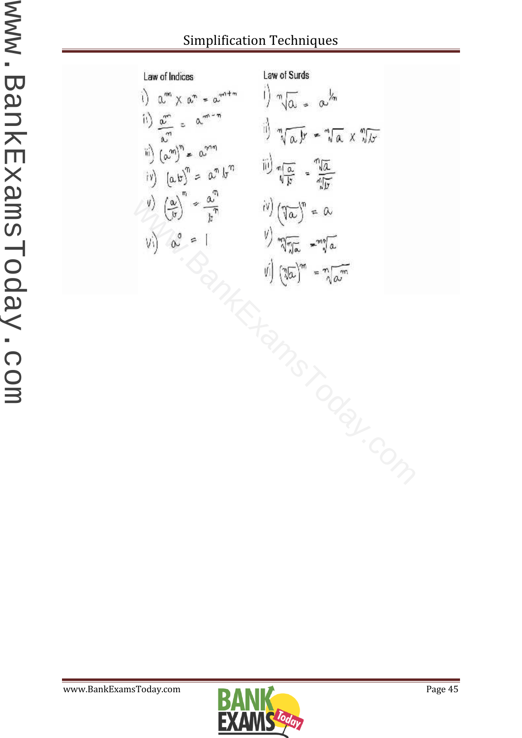## Law of Indices

i) $a^m \times a^n = a^{m+n}$

ii) $\frac{a^m}{a^n} = a^{m-n}$

iii) $(a^m)^n = a^{mn}$

iv) $(ab)^n = a^n b^n$

v) $\left(\frac{a}{b}\right)^n = \frac{a^n}{b^n}$

vi) $a^0 = 1$

## Law of Surds

i) $\sqrt[n]{a} = a^{1/n}$

ii) $\sqrt[n]{ab} = \sqrt[n]{a} \times \sqrt[n]{b}$

iii) $\sqrt[n]{\frac{a}{b}} = \frac{\sqrt[n]{a}}{\sqrt[n]{b}}$

iv) $(\sqrt[n]{a})^n = a$

v) $\sqrt[m]{\sqrt[n]{a}} = \sqrt[mn]{a}$

vi) $(\sqrt[n]{a})^m = \sqrt[n]{a^m}$